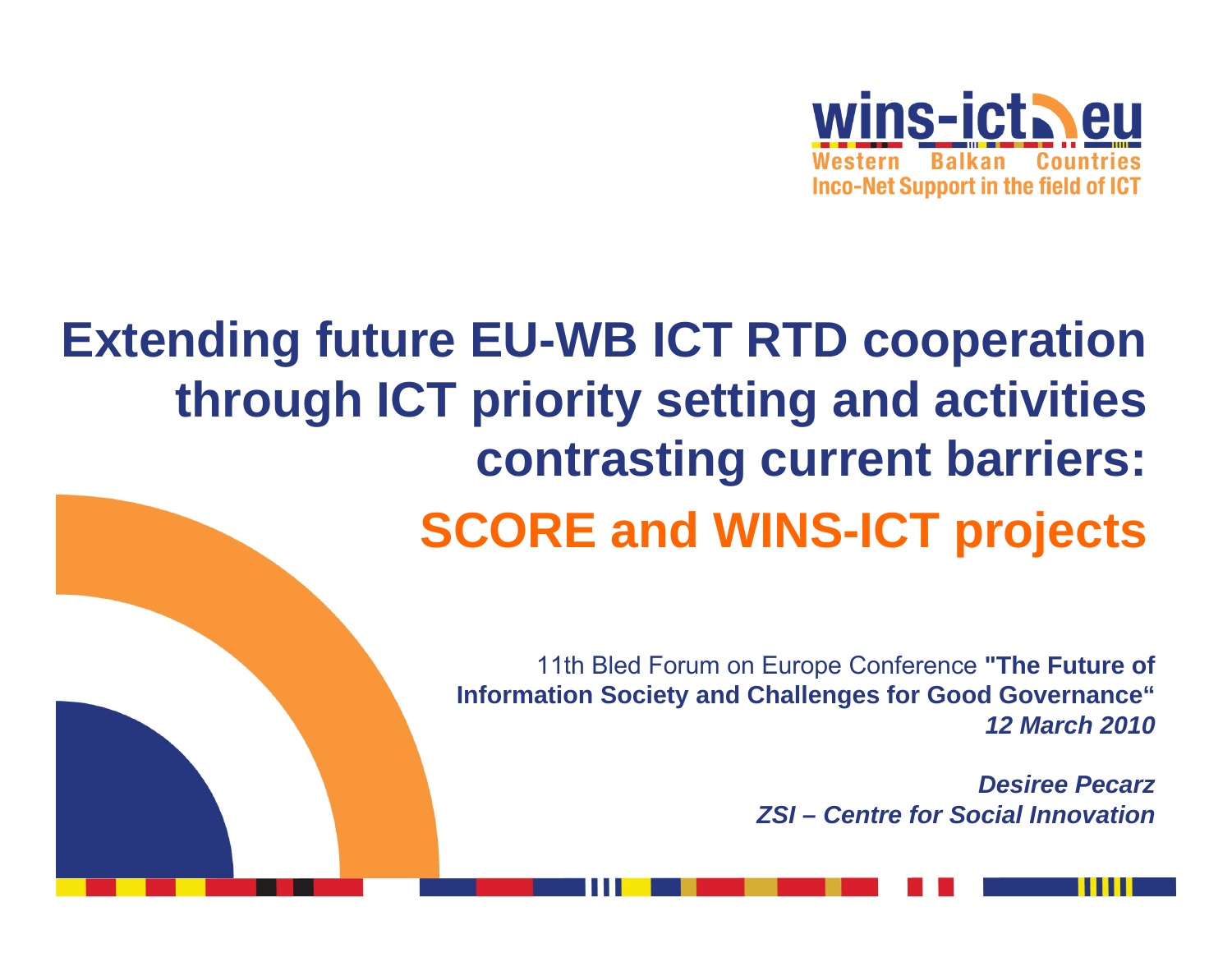wins-ict.eu
Western Balkan Countries
Inco-Net Support in the field of ICT

# Extending future EU-WB ICT RTD cooperation through ICT priority setting and activities contrasting current barriers:

# SCORE and WINS-ICT projects

11th Bled Forum on Europe Conference **"The Future of Information Society and Challenges for Good Governance"**
***12 March 2010***

***Desiree Pecarz***
***ZSI – Centre for Social Innovation***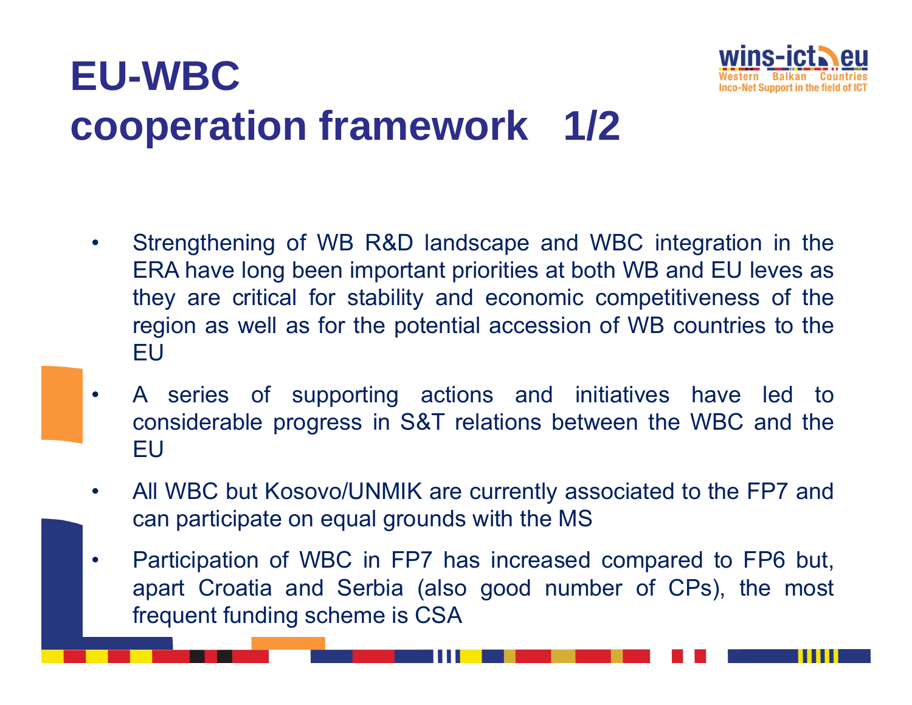# EU-WBC cooperation framework 1/2

- Strengthening of WB R&D landscape and WBC integration in the ERA have long been important priorities at both WB and EU leves as they are critical for stability and economic competitiveness of the region as well as for the potential accession of WB countries to the EU
- A series of supporting actions and initiatives have led to considerable progress in S&T relations between the WBC and the EU
- All WBC but Kosovo/UNMIK are currently associated to the FP7 and can participate on equal grounds with the MS
- Participation of WBC in FP7 has increased compared to FP6 but, apart Croatia and Serbia (also good number of CPs), the most frequent funding scheme is CSA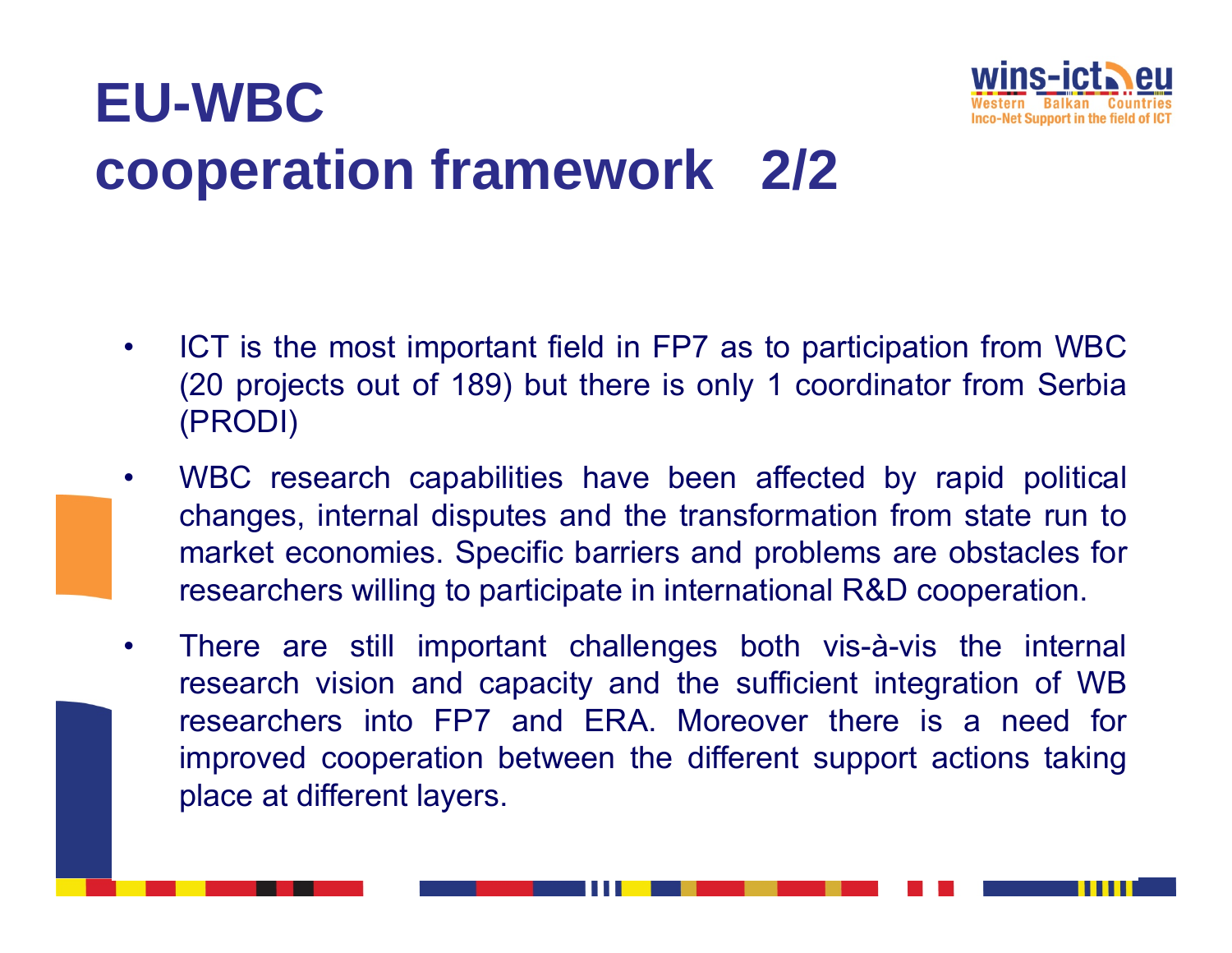# EU-WBC cooperation framework 2/2

- ICT is the most important field in FP7 as to participation from WBC (20 projects out of 189) but there is only 1 coordinator from Serbia (PRODI)
- WBC research capabilities have been affected by rapid political changes, internal disputes and the transformation from state run to market economies. Specific barriers and problems are obstacles for researchers willing to participate in international R&D cooperation.
- There are still important challenges both vis-à-vis the internal research vision and capacity and the sufficient integration of WB researchers into FP7 and ERA. Moreover there is a need for improved cooperation between the different support actions taking place at different layers.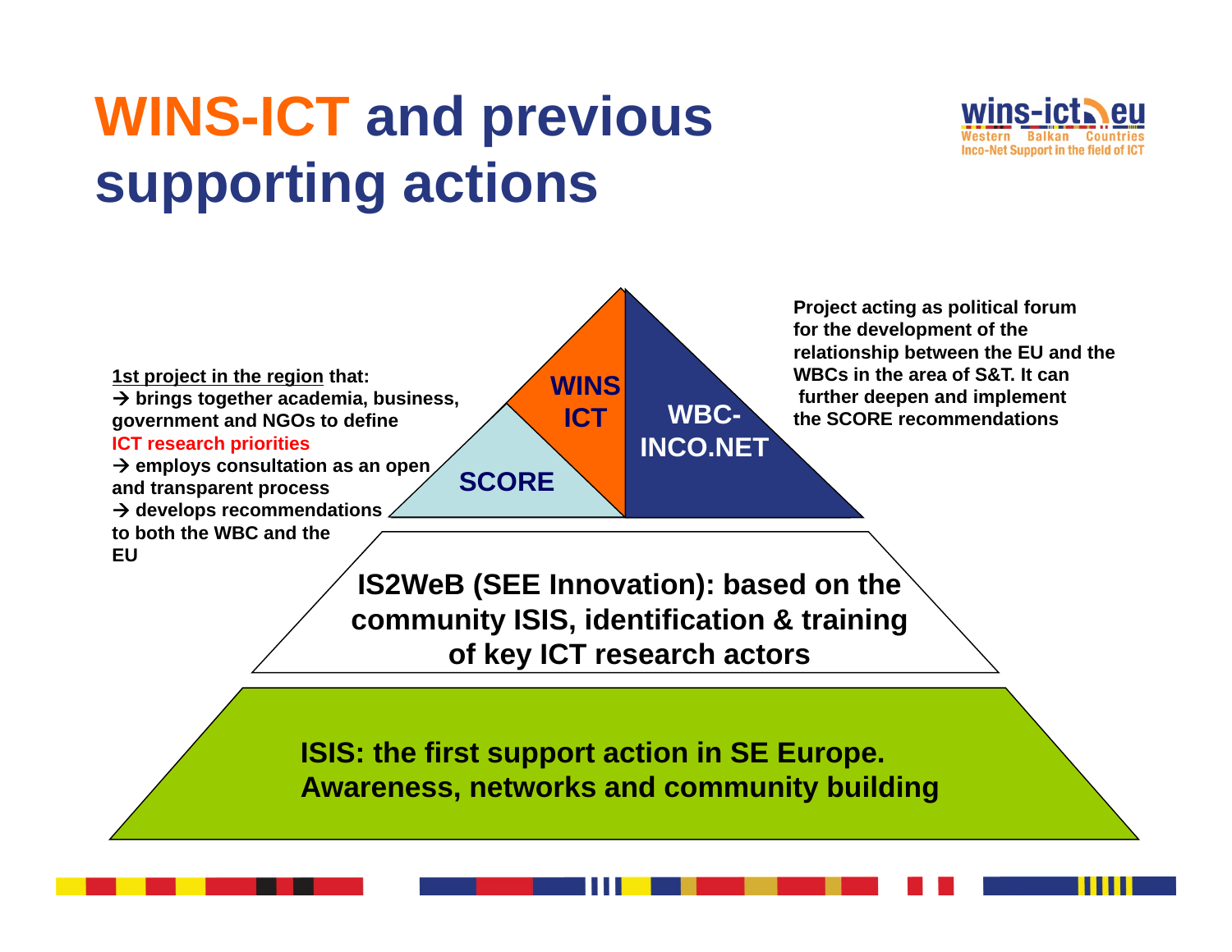# WINS-ICT and previous supporting actions

wins-ict.eu
Western Balkan Countries
Inco-Net Support in the field of ICT

1st project in the region that:
→ brings together academia, business, government and NGOs to define ICT research priorities
→ employs consultation as an open and transparent process
→ develops recommendations to both the WBC and the EU

WINS ICT

SCORE

WBC-INCO.NET

Project acting as political forum for the development of the relationship between the EU and the WBCs in the area of S&T. It can further deepen and implement the SCORE recommendations

IS2WeB (SEE Innovation): based on the community ISIS, identification & training of key ICT research actors

ISIS: the first support action in SE Europe. Awareness, networks and community building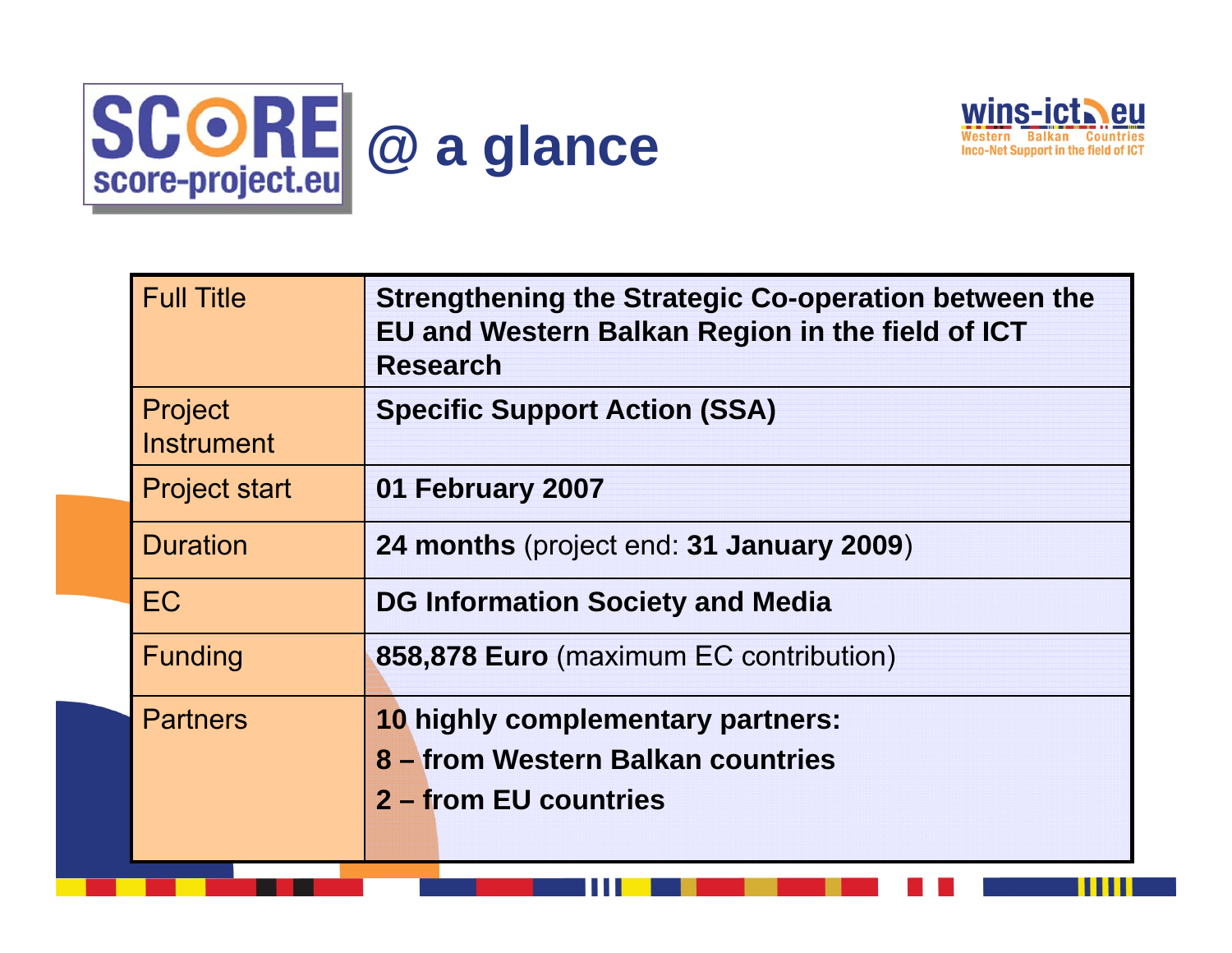# SCORE @ a glance

score-project.eu

wins-ict.eu — Western Balkan Countries Inco-Net Support in the field of ICT

| | |
|---|---|
| Full Title | **Strengthening the Strategic Co-operation between the EU and Western Balkan Region in the field of ICT Research** |
| Project Instrument | **Specific Support Action (SSA)** |
| Project start | **01 February 2007** |
| Duration | **24 months** (project end: **31 January 2009**) |
| EC | **DG Information Society and Media** |
| Funding | **858,878 Euro** (maximum EC contribution) |
| Partners | **10 highly complementary partners:**<br>**8 – from Western Balkan countries**<br>**2 – from EU countries** |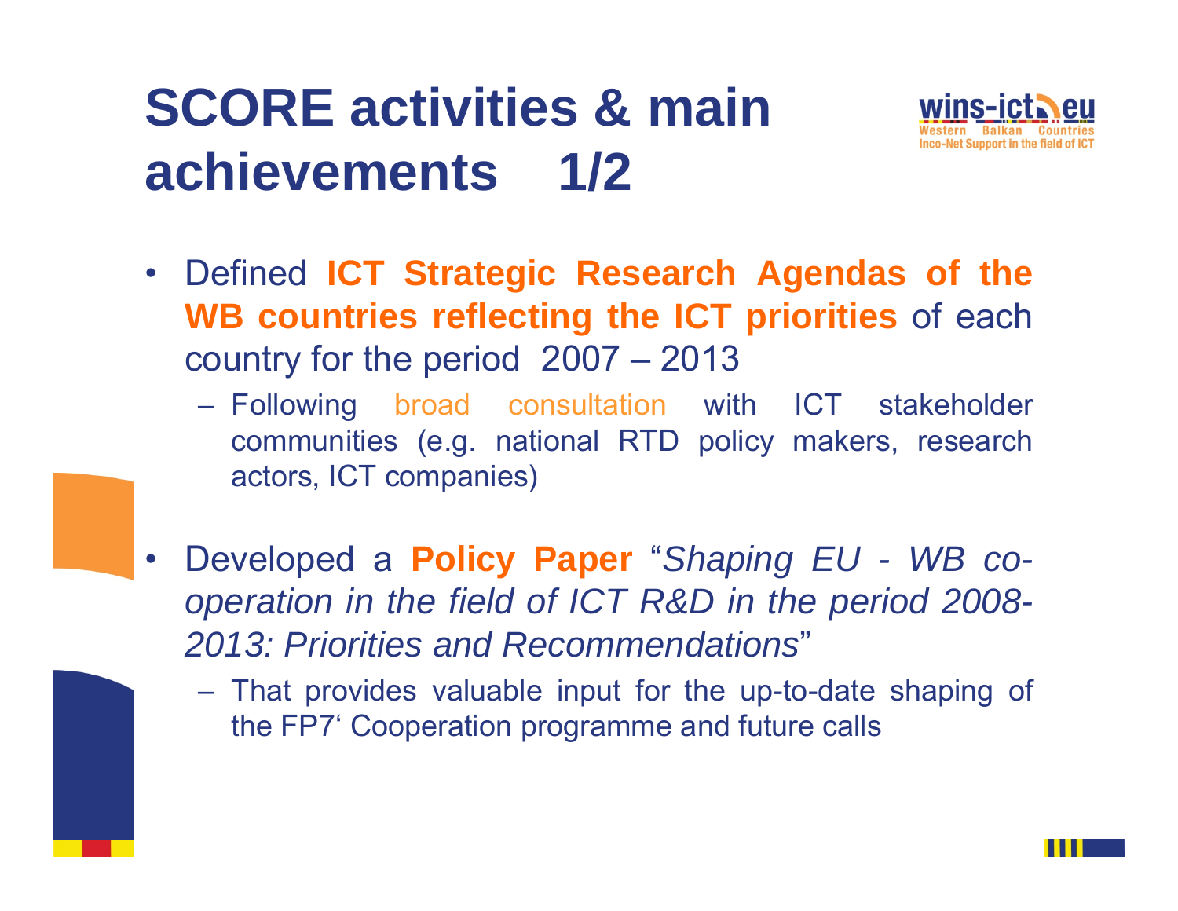# SCORE activities & main achievements 1/2

- Defined **ICT Strategic Research Agendas of the WB countries reflecting the ICT priorities** of each country for the period 2007 – 2013
  - Following broad consultation with ICT stakeholder communities (e.g. national RTD policy makers, research actors, ICT companies)

- Developed a **Policy Paper** "*Shaping EU - WB co-operation in the field of ICT R&D in the period 2008-2013: Priorities and Recommendations*"
  - That provides valuable input for the up-to-date shaping of the FP7' Cooperation programme and future calls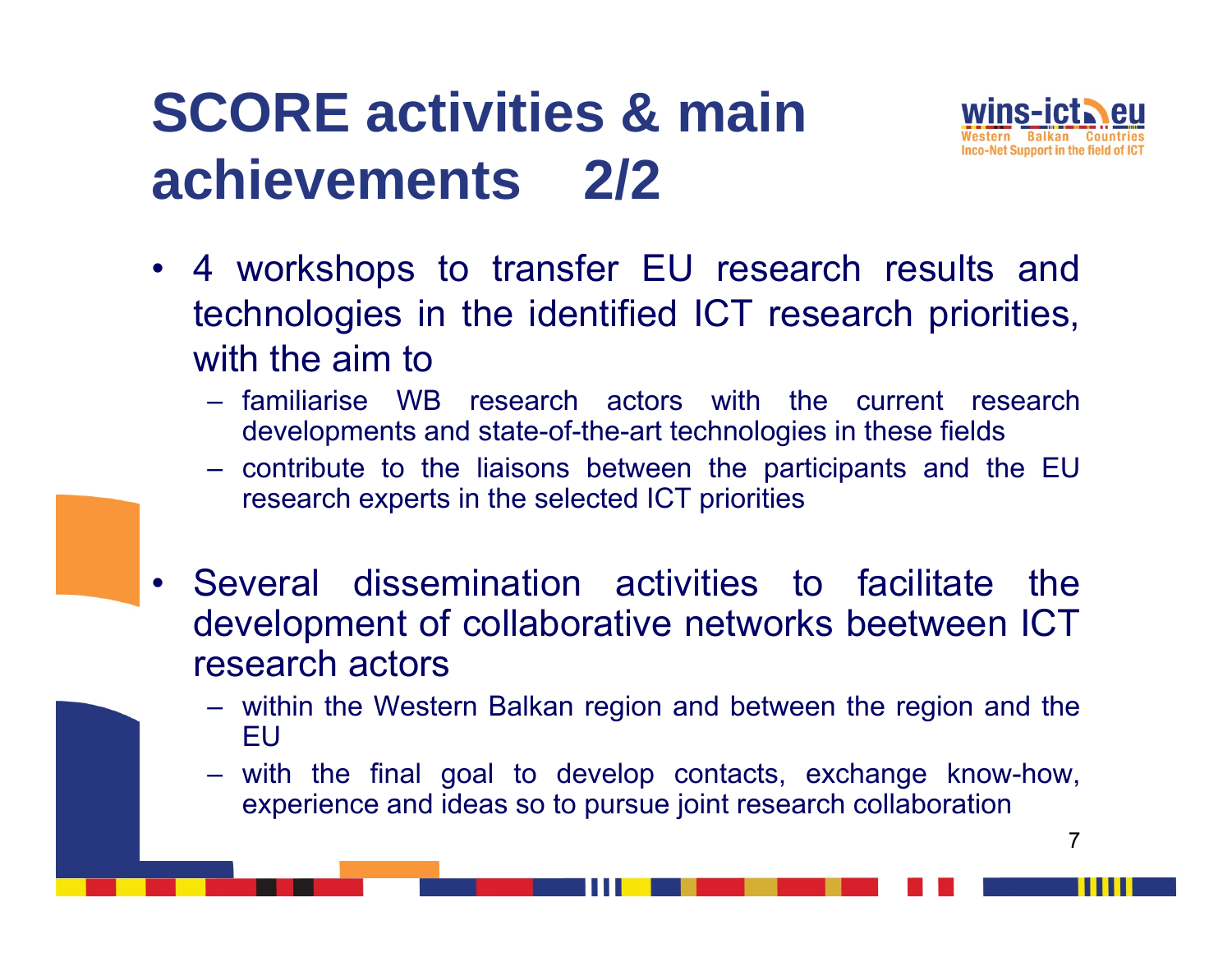# SCORE activities & main achievements 2/2

- 4 workshops to transfer EU research results and technologies in the identified ICT research priorities, with the aim to
  - familiarise WB research actors with the current research developments and state-of-the-art technologies in these fields
  - contribute to the liaisons between the participants and the EU research experts in the selected ICT priorities

- Several dissemination activities to facilitate the development of collaborative networks beetween ICT research actors
  - within the Western Balkan region and between the region and the EU
  - with the final goal to develop contacts, exchange know-how, experience and ideas so to pursue joint research collaboration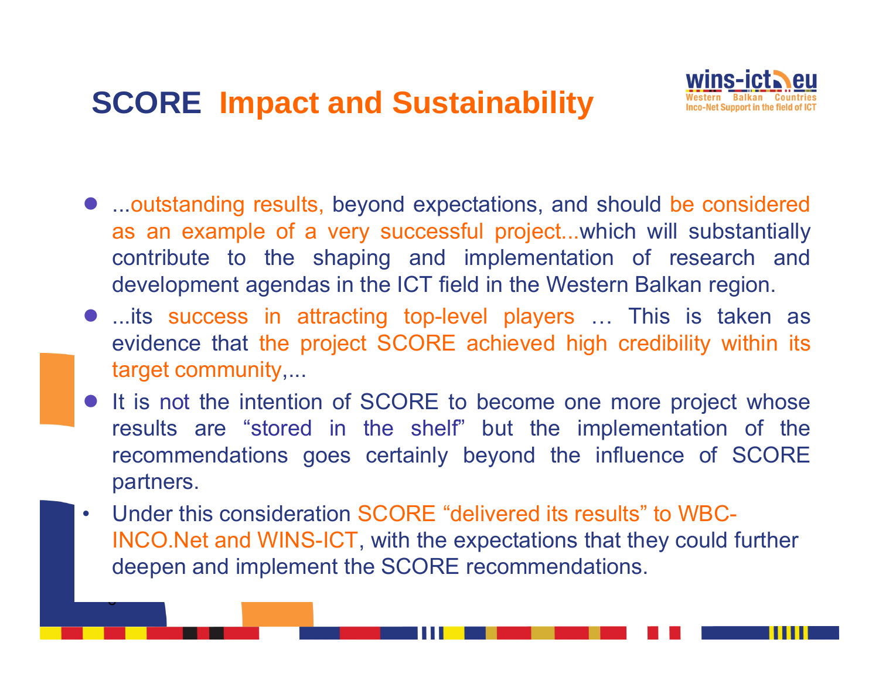# SCORE Impact and Sustainability

- ...outstanding results, beyond expectations, and should be considered as an example of a very successful project...which will substantially contribute to the shaping and implementation of research and development agendas in the ICT field in the Western Balkan region.
- ...its success in attracting top-level players … This is taken as evidence that the project SCORE achieved high credibility within its target community,...
- It is not the intention of SCORE to become one more project whose results are "stored in the shelf" but the implementation of the recommendations goes certainly beyond the influence of SCORE partners.
- Under this consideration SCORE "delivered its results" to WBC-INCO.Net and WINS-ICT, with the expectations that they could further deepen and implement the SCORE recommendations.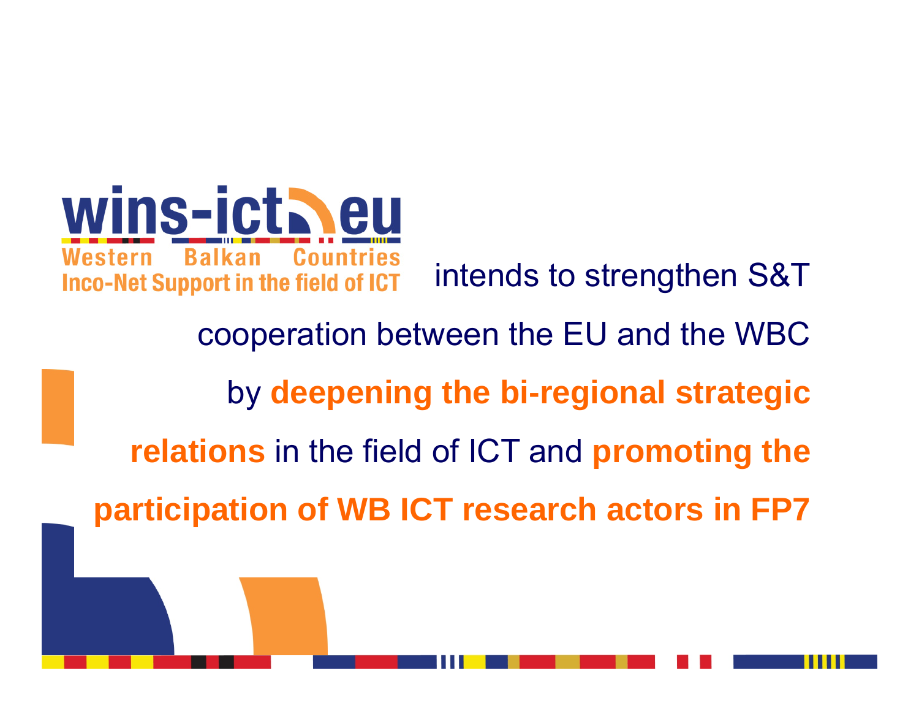wins-ict.eu

Western Balkan Countries Inco-Net Support in the field of ICT intends to strengthen S&T cooperation between the EU and the WBC by **deepening the bi-regional strategic relations** in the field of ICT and **promoting the participation of WB ICT research actors in FP7**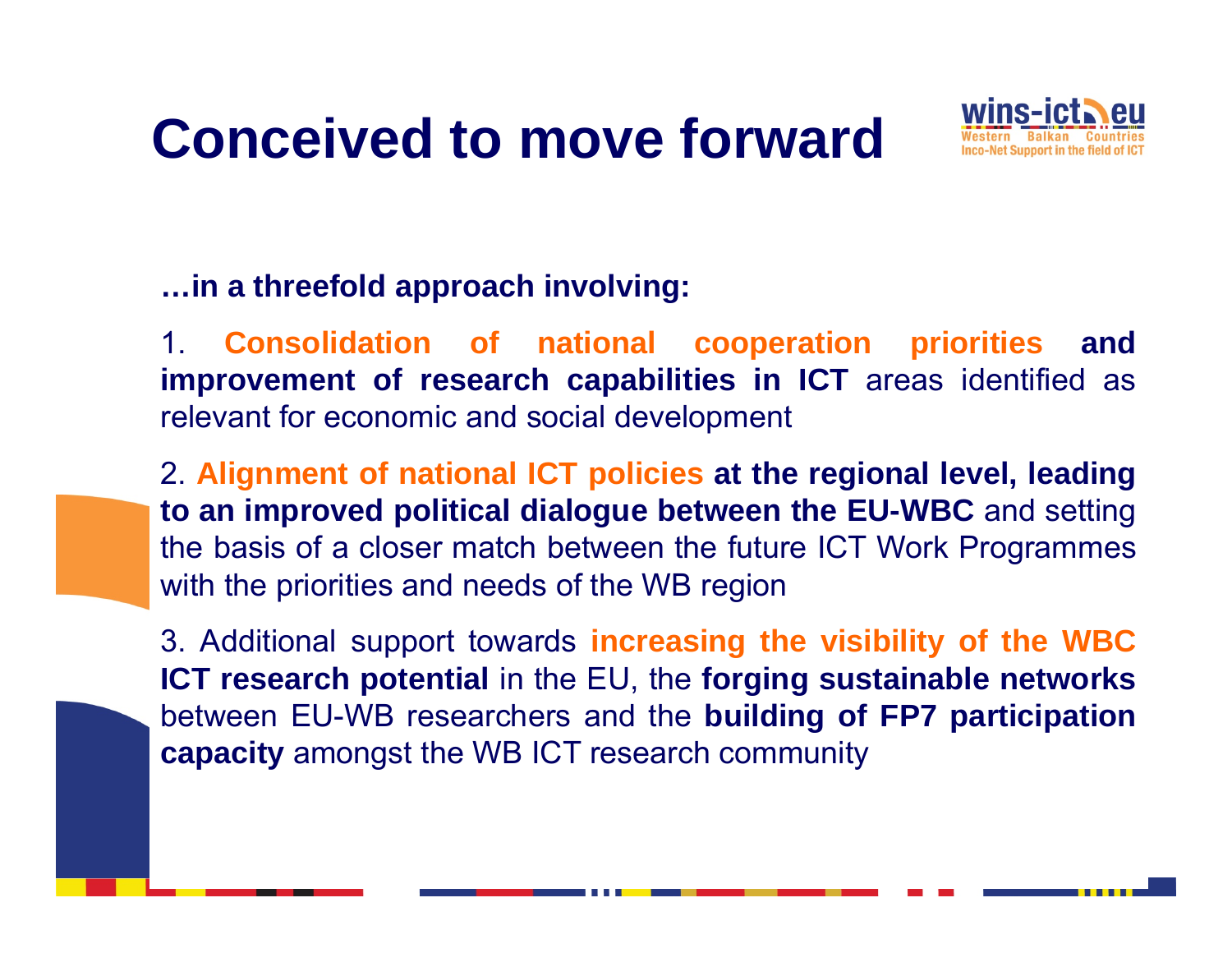# Conceived to move forward

**…in a threefold approach involving:**

1. **Consolidation of national cooperation priorities and improvement of research capabilities in ICT** areas identified as relevant for economic and social development

2. **Alignment of national ICT policies at the regional level, leading to an improved political dialogue between the EU-WBC** and setting the basis of a closer match between the future ICT Work Programmes with the priorities and needs of the WB region

3. Additional support towards **increasing the visibility of the WBC ICT research potential** in the EU, the **forging sustainable networks** between EU-WB researchers and the **building of FP7 participation capacity** amongst the WB ICT research community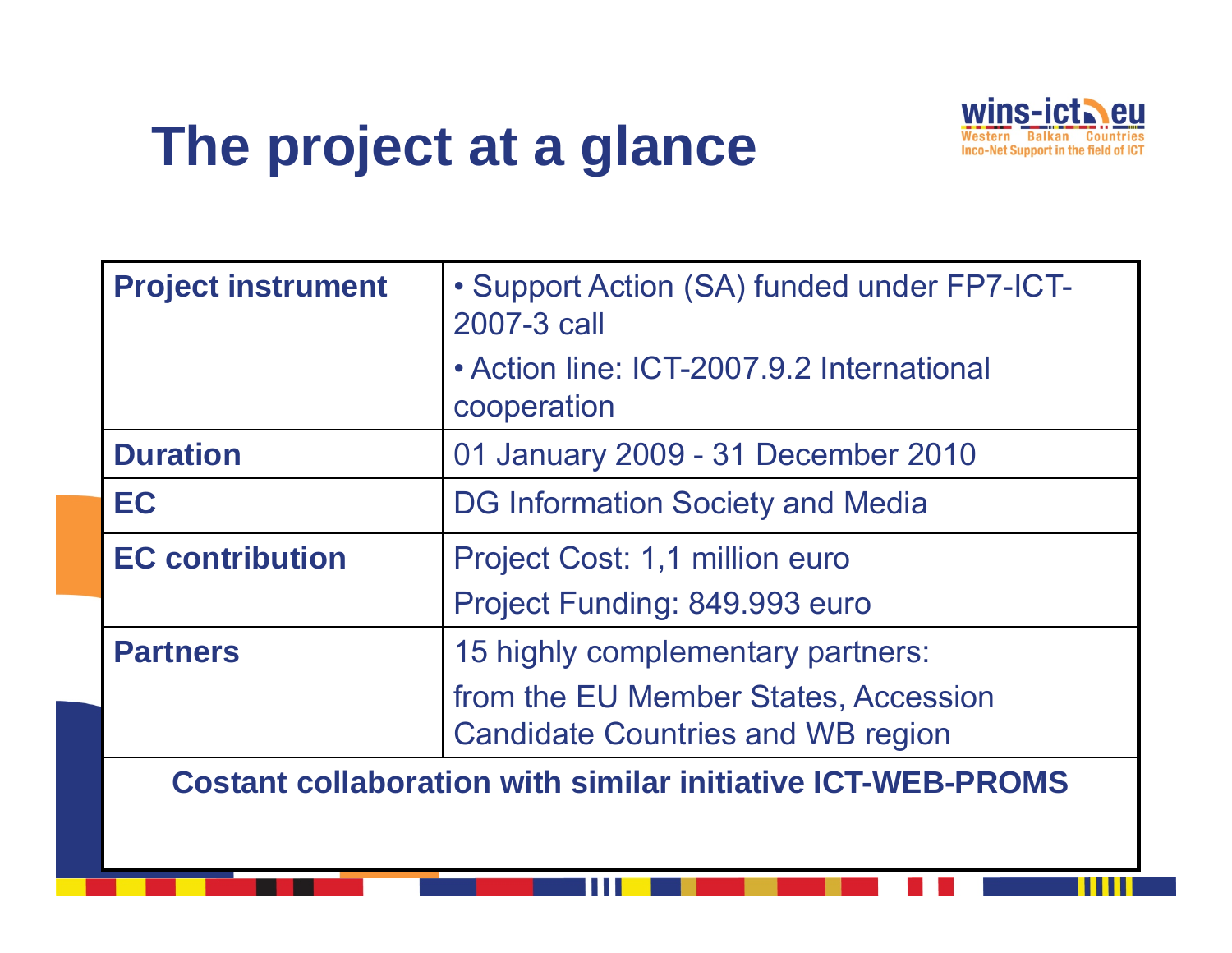# The project at a glance

| | |
|---|---|
| **Project instrument** | • Support Action (SA) funded under FP7-ICT-2007-3 call<br>• Action line: ICT-2007.9.2 International cooperation |
| **Duration** | 01 January 2009 - 31 December 2010 |
| **EC** | DG Information Society and Media |
| **EC contribution** | Project Cost: 1,1 million euro<br>Project Funding: 849.993 euro |
| **Partners** | 15 highly complementary partners:<br>from the EU Member States, Accession Candidate Countries and WB region |
| **Costant collaboration with similar initiative ICT-WEB-PROMS** | |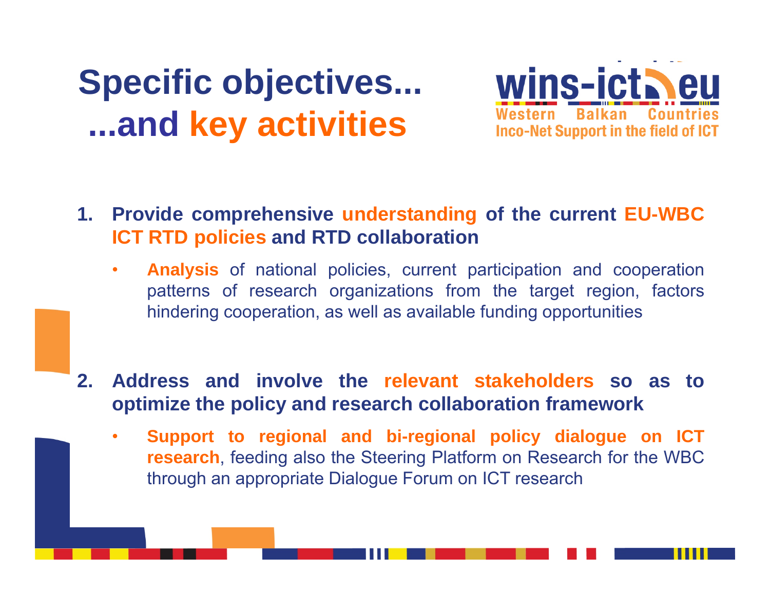# Specific objectives...
# ...and key activities

wins-ict.eu
Western Balkan Countries
Inco-Net Support in the field of ICT

1. **Provide comprehensive understanding of the current EU-WBC ICT RTD policies and RTD collaboration**
   - **Analysis** of national policies, current participation and cooperation patterns of research organizations from the target region, factors hindering cooperation, as well as available funding opportunities

2. **Address and involve the relevant stakeholders so as to optimize the policy and research collaboration framework**
   - **Support to regional and bi-regional policy dialogue on ICT research**, feeding also the Steering Platform on Research for the WBC through an appropriate Dialogue Forum on ICT research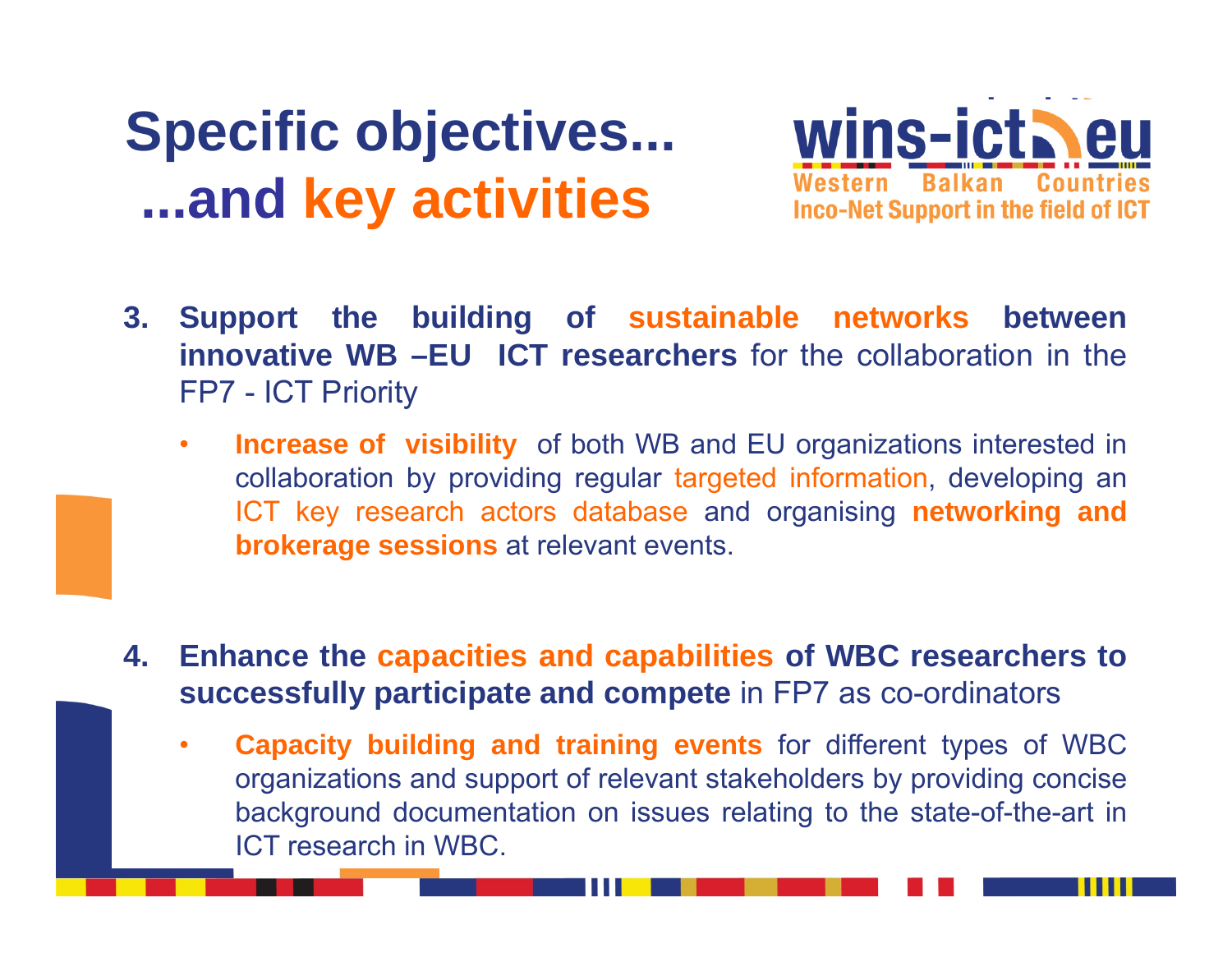# Specific objectives...
# ...and key activities

wins-ict.eu
Western Balkan Countries
Inco-Net Support in the field of ICT

3. **Support the building of sustainable networks between innovative WB –EU ICT researchers** for the collaboration in the FP7 - ICT Priority

   - **Increase of visibility** of both WB and EU organizations interested in collaboration by providing regular targeted information, developing an ICT key research actors database and organising **networking and brokerage sessions** at relevant events.

4. **Enhance the capacities and capabilities of WBC researchers to successfully participate and compete** in FP7 as co-ordinators

   - **Capacity building and training events** for different types of WBC organizations and support of relevant stakeholders by providing concise background documentation on issues relating to the state-of-the-art in ICT research in WBC.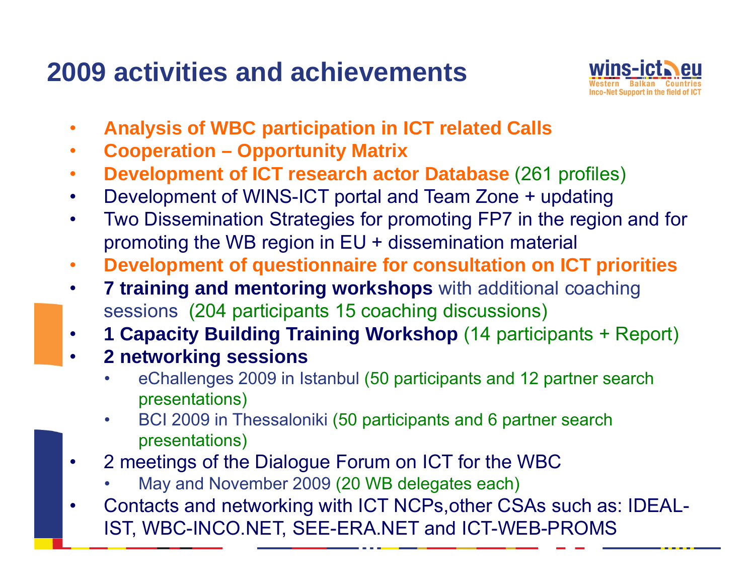# 2009 activities and achievements

- **Analysis of WBC participation in ICT related Calls**
- **Cooperation – Opportunity Matrix**
- **Development of ICT research actor Database** (261 profiles)
- Development of WINS-ICT portal and Team Zone + updating
- Two Dissemination Strategies for promoting FP7 in the region and for promoting the WB region in EU + dissemination material
- **Development of questionnaire for consultation on ICT priorities**
- **7 training and mentoring workshops** with additional coaching sessions (204 participants 15 coaching discussions)
- **1 Capacity Building Training Workshop** (14 participants + Report)
- **2 networking sessions**
  - eChallenges 2009 in Istanbul (50 participants and 12 partner search presentations)
  - BCI 2009 in Thessaloniki (50 participants and 6 partner search presentations)
- 2 meetings of the Dialogue Forum on ICT for the WBC
  - May and November 2009 (20 WB delegates each)
- Contacts and networking with ICT NCPs,other CSAs such as: IDEAL-IST, WBC-INCO.NET, SEE-ERA.NET and ICT-WEB-PROMS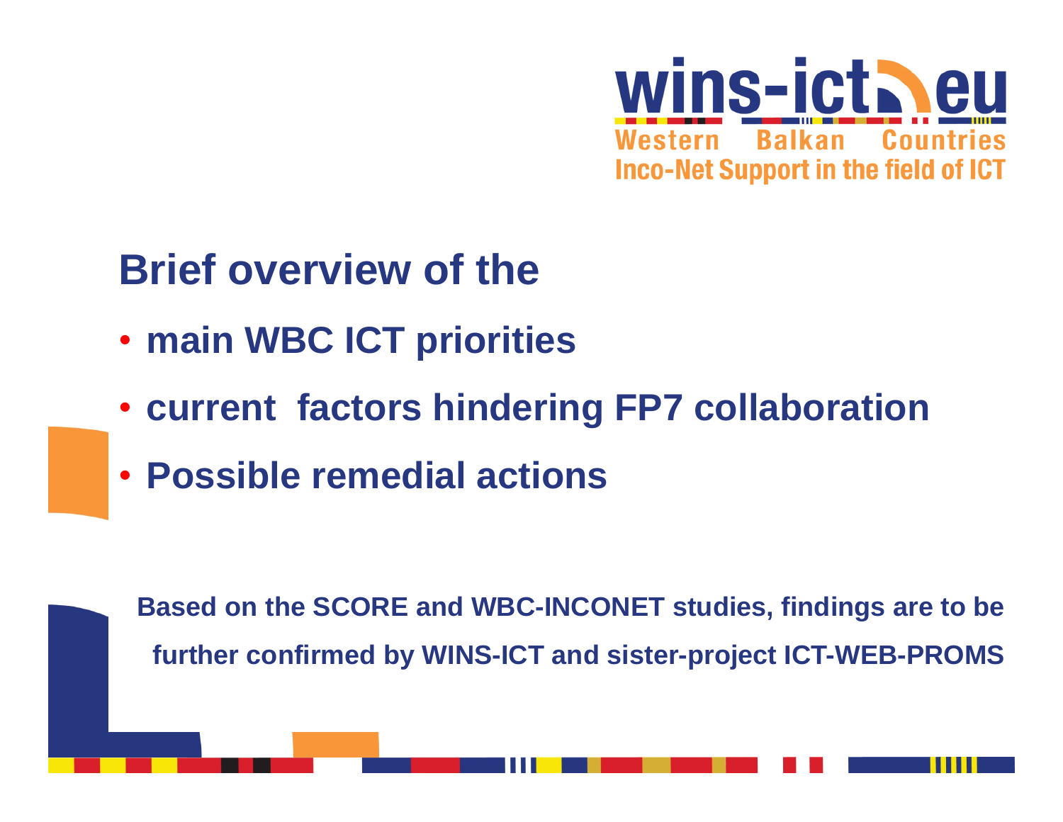## Brief overview of the

- **main WBC ICT priorities**
- **current factors hindering FP7 collaboration**
- **Possible remedial actions**

**Based on the SCORE and WBC-INCONET studies, findings are to be further confirmed by WINS-ICT and sister-project ICT-WEB-PROMS**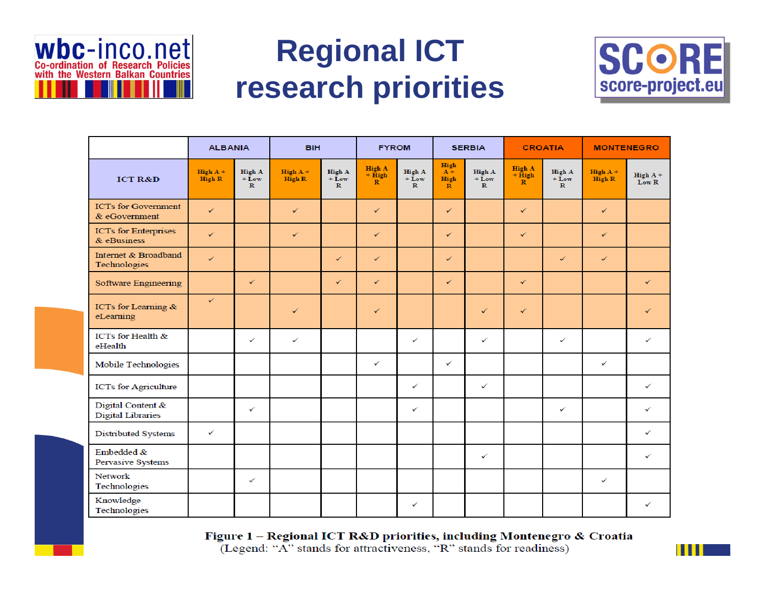# Regional ICT research priorities

| ICT R&D | ALBANIA | | BiH | | FYROM | | SERBIA | | CROATIA | | MONTENEGRO | |
|---|---|---|---|---|---|---|---|---|---|---|---|---|
| | High A + High R | High A + Low R | High A + High R | High A + Low R | High A + High R | High A + Low R | High A + High R | High A + Low R | High A + High R | High A + Low R | High A + High R | High A + Low R |
| ICTs for Government & eGovernment | ✓ | | ✓ | | ✓ | | ✓ | | ✓ | | ✓ | |
| ICTs for Enterprises & eBusiness | ✓ | | ✓ | | ✓ | | ✓ | | ✓ | | ✓ | |
| Internet & Broadband Technologies | ✓ | | | ✓ | ✓ | | ✓ | | | ✓ | ✓ | |
| Software Engineering | | ✓ | | ✓ | ✓ | | ✓ | | ✓ | | | ✓ |
| ICTs for Learning & eLearning | ✓ | | ✓ | | ✓ | | | ✓ | ✓ | | | ✓ |
| ICTs for Health & eHealth | | ✓ | ✓ | | | ✓ | | ✓ | | ✓ | | ✓ |
| Mobile Technologies | | | | | ✓ | | ✓ | | | | ✓ | |
| ICTs for Agriculture | | | | | | ✓ | | ✓ | | | | ✓ |
| Digital Content & Digital Libraries | | ✓ | | | | ✓ | | | | ✓ | | ✓ |
| Distributed Systems | ✓ | | | | | | | | | | | ✓ |
| Embedded & Pervasive Systems | | | | | | | | ✓ | | | | ✓ |
| Network Technologies | | ✓ | | | | | | | | | ✓ | |
| Knowledge Technologies | | | | | | ✓ | | | | | | ✓ |

**Figure 1 – Regional ICT R&D priorities, including Montenegro & Croatia**
(Legend: "A" stands for attractiveness, "R" stands for readiness)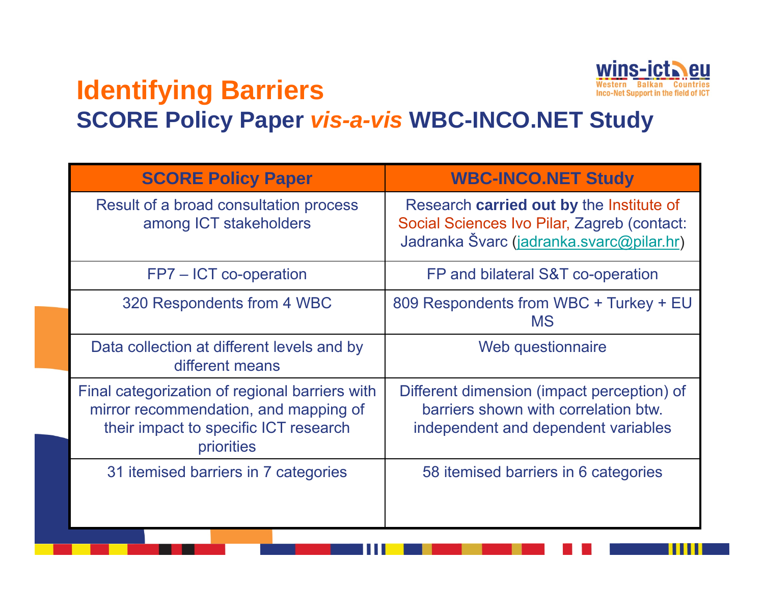# Identifying Barriers

## SCORE Policy Paper *vis-a-vis* WBC-INCO.NET Study

| SCORE Policy Paper | WBC-INCO.NET Study |
|---|---|
| Result of a broad consultation process among ICT stakeholders | Research **carried out by** the Institute of Social Sciences Ivo Pilar, Zagreb (contact: Jadranka Švarc (jadranka.svarc@pilar.hr) |
| FP7 – ICT co-operation | FP and bilateral S&T co-operation |
| 320 Respondents from 4 WBC | 809 Respondents from WBC + Turkey + EU MS |
| Data collection at different levels and by different means | Web questionnaire |
| Final categorization of regional barriers with mirror recommendation, and mapping of their impact to specific ICT research priorities | Different dimension (impact perception) of barriers shown with correlation btw. independent and dependent variables |
| 31 itemised barriers in 7 categories | 58 itemised barriers in 6 categories |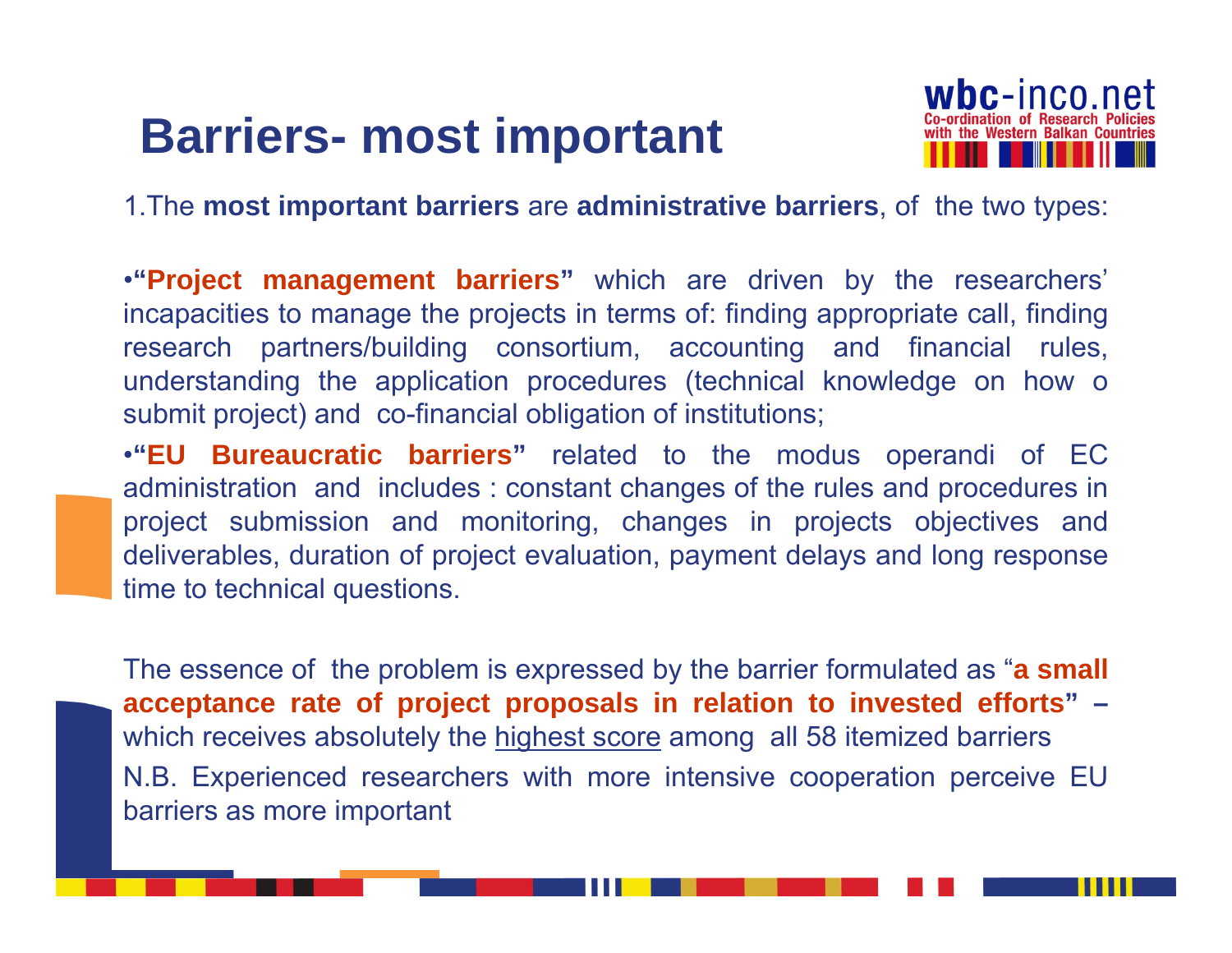# Barriers- most important

1.The **most important barriers** are **administrative barriers**, of the two types:

- **"Project management barriers"** which are driven by the researchers' incapacities to manage the projects in terms of: finding appropriate call, finding research partners/building consortium, accounting and financial rules, understanding the application procedures (technical knowledge on how o submit project) and co-financial obligation of institutions;
- **"EU Bureaucratic barriers"** related to the modus operandi of EC administration and includes : constant changes of the rules and procedures in project submission and monitoring, changes in projects objectives and deliverables, duration of project evaluation, payment delays and long response time to technical questions.

The essence of the problem is expressed by the barrier formulated as "**a small acceptance rate of project proposals in relation to invested efforts" –** which receives absolutely the <u>highest score</u> among all 58 itemized barriers

N.B. Experienced researchers with more intensive cooperation perceive EU barriers as more important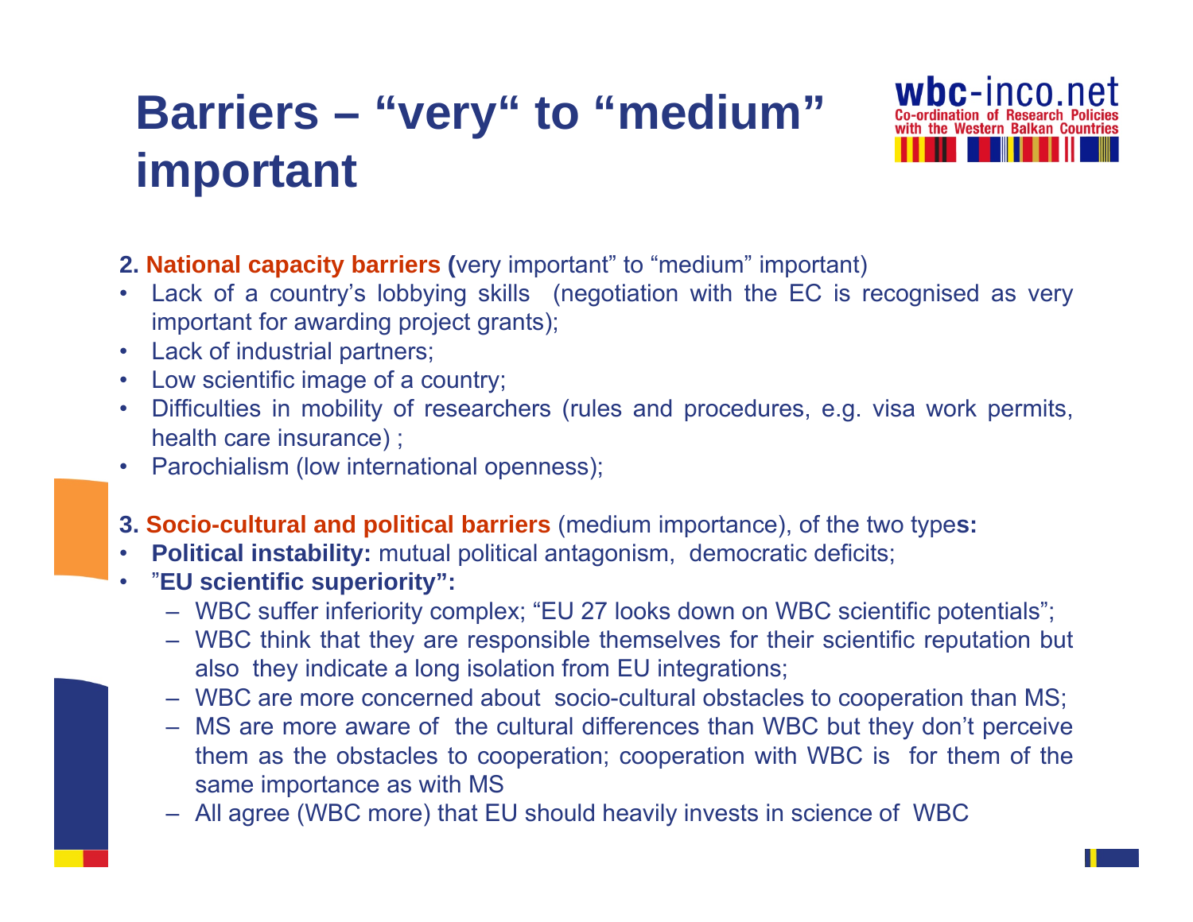# Barriers – “very“ to “medium” important

**2. National capacity barriers (**very important” to “medium” important)

- Lack of a country’s lobbying skills (negotiation with the EC is recognised as very important for awarding project grants);
- Lack of industrial partners;
- Low scientific image of a country;
- Difficulties in mobility of researchers (rules and procedures, e.g. visa work permits, health care insurance) ;
- Parochialism (low international openness);

**3. Socio-cultural and political barriers** (medium importance), of the two type**s:**

- **Political instability:** mutual political antagonism, democratic deficits;
- ”**EU scientific superiority”:**
  - WBC suffer inferiority complex; “EU 27 looks down on WBC scientific potentials”;
  - WBC think that they are responsible themselves for their scientific reputation but also they indicate a long isolation from EU integrations;
  - WBC are more concerned about socio-cultural obstacles to cooperation than MS;
  - MS are more aware of the cultural differences than WBC but they don’t perceive them as the obstacles to cooperation; cooperation with WBC is for them of the same importance as with MS
  - All agree (WBC more) that EU should heavily invests in science of WBC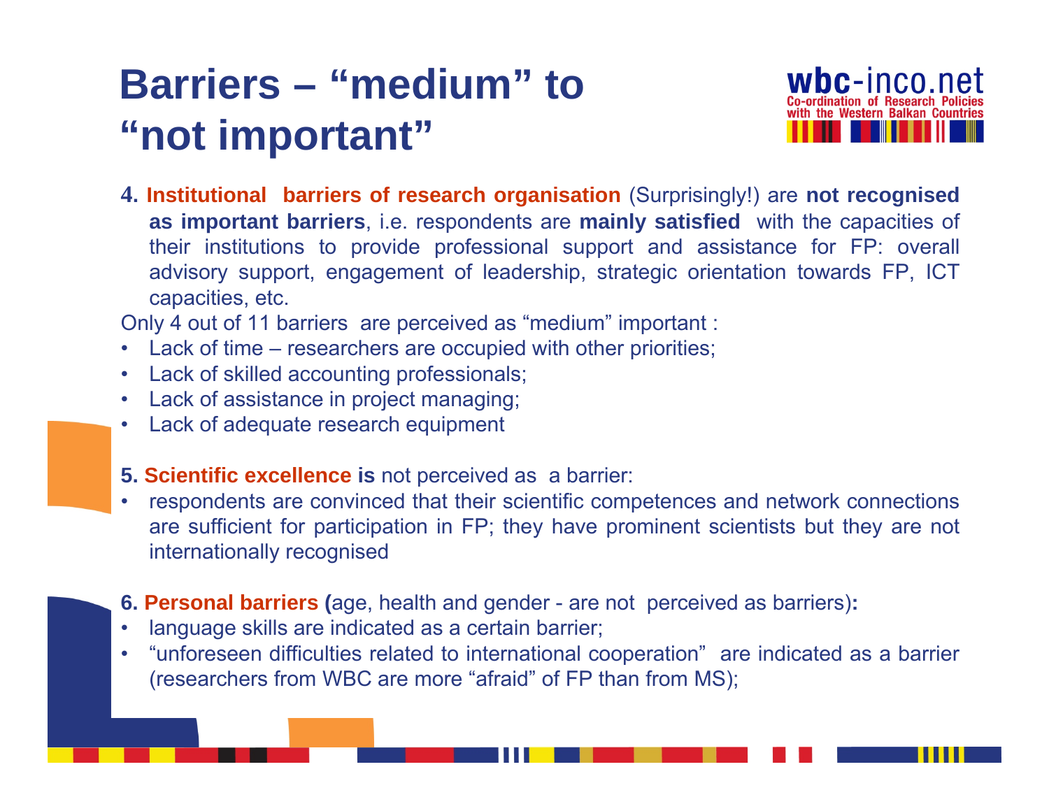# Barriers – "medium" to "not important"

**4. Institutional barriers of research organisation** (Surprisingly!) are **not recognised as important barriers**, i.e. respondents are **mainly satisfied** with the capacities of their institutions to provide professional support and assistance for FP: overall advisory support, engagement of leadership, strategic orientation towards FP, ICT capacities, etc.

Only 4 out of 11 barriers are perceived as "medium" important :

- Lack of time – researchers are occupied with other priorities;
- Lack of skilled accounting professionals;
- Lack of assistance in project managing;
- Lack of adequate research equipment

**5. Scientific excellence is** not perceived as a barrier:

- respondents are convinced that their scientific competences and network connections are sufficient for participation in FP; they have prominent scientists but they are not internationally recognised

**6. Personal barriers (**age, health and gender - are not perceived as barriers)**:**

- language skills are indicated as a certain barrier;
- "unforeseen difficulties related to international cooperation" are indicated as a barrier (researchers from WBC are more "afraid" of FP than from MS);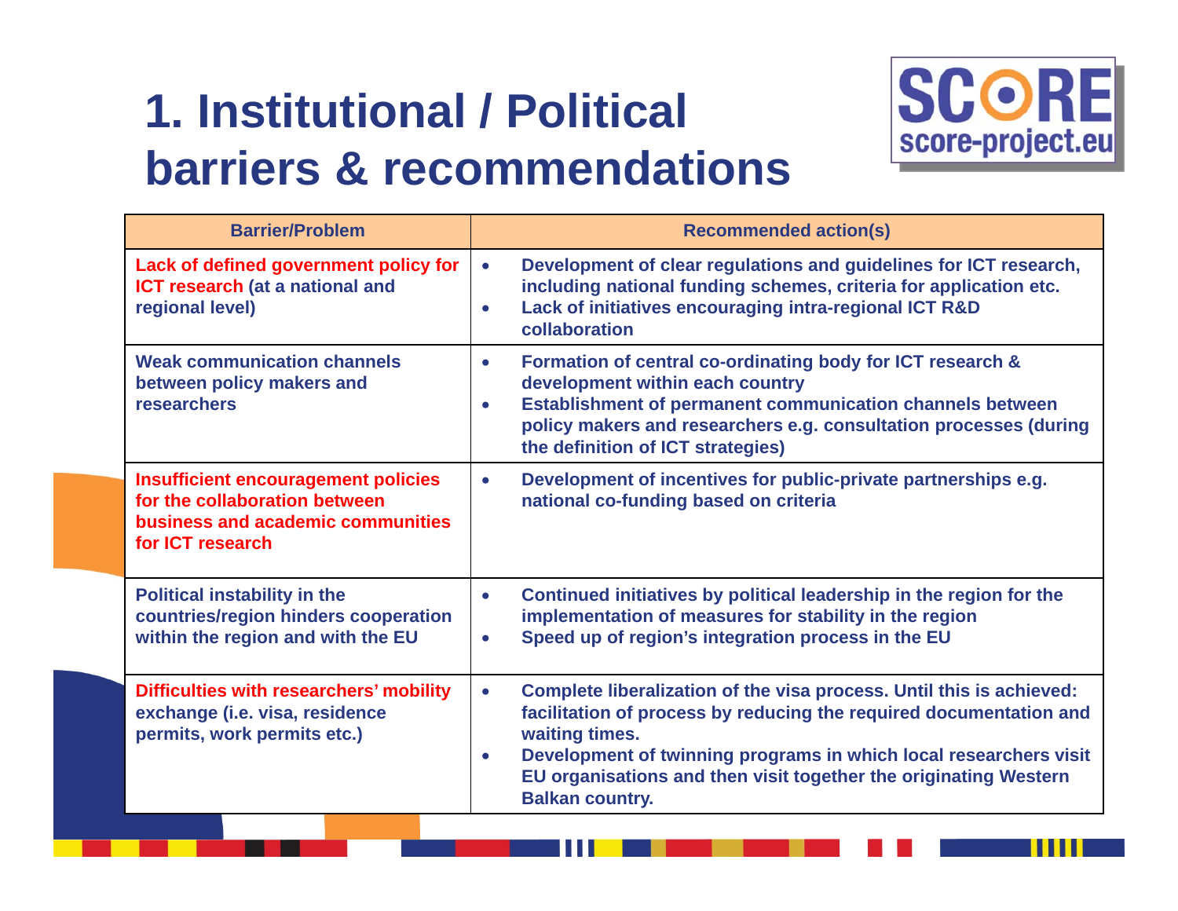# 1. Institutional / Political barriers & recommendations

| Barrier/Problem | Recommended action(s) |
|---|---|
| **Lack of defined government policy for ICT research** (at a national and regional level) | • Development of clear regulations and guidelines for ICT research, including national funding schemes, criteria for application etc.<br>• Lack of initiatives encouraging intra-regional ICT R&D collaboration |
| Weak communication channels between policy makers and researchers | • Formation of central co-ordinating body for ICT research & development within each country<br>• Establishment of permanent communication channels between policy makers and researchers e.g. consultation processes (during the definition of ICT strategies) |
| **Insufficient encouragement policies for the collaboration between business and academic communities for ICT research** | • Development of incentives for public-private partnerships e.g. national co-funding based on criteria |
| Political instability in the countries/region hinders cooperation within the region and with the EU | • Continued initiatives by political leadership in the region for the implementation of measures for stability in the region<br>• Speed up of region's integration process in the EU |
| **Difficulties with researchers' mobility** exchange (i.e. visa, residence permits, work permits etc.) | • Complete liberalization of the visa process. Until this is achieved: facilitation of process by reducing the required documentation and waiting times.<br>• Development of twinning programs in which local researchers visit EU organisations and then visit together the originating Western Balkan country. |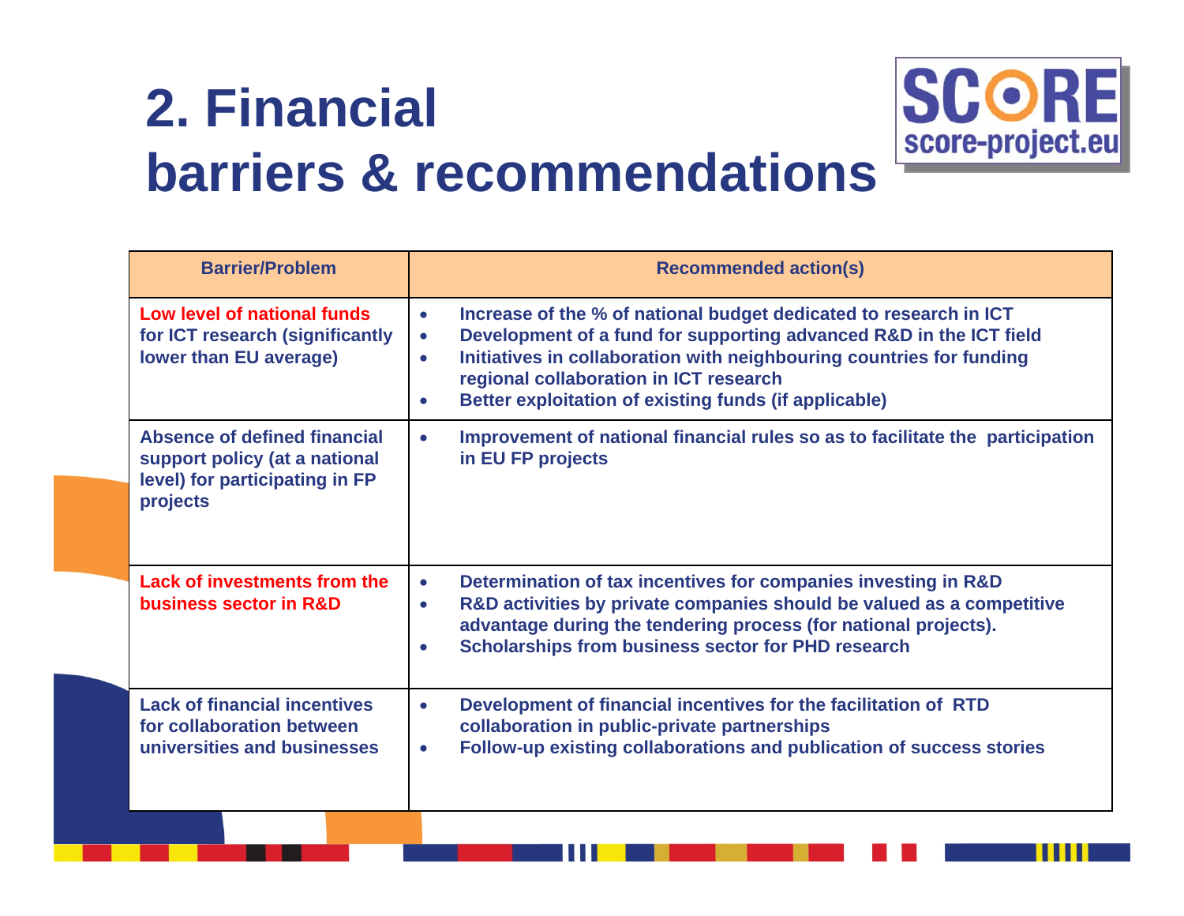# 2. Financial barriers & recommendations

| Barrier/Problem | Recommended action(s) |
| --- | --- |
| **Low level of national funds** for ICT research (significantly lower than EU average) | • Increase of the % of national budget dedicated to research in ICT<br>• Development of a fund for supporting advanced R&D in the ICT field<br>• Initiatives in collaboration with neighbouring countries for funding regional collaboration in ICT research<br>• Better exploitation of existing funds (if applicable) |
| Absence of defined financial support policy (at a national level) for participating in FP projects | • Improvement of national financial rules so as to facilitate the participation in EU FP projects |
| **Lack of investments from the business sector in R&D** | • Determination of tax incentives for companies investing in R&D<br>• R&D activities by private companies should be valued as a competitive advantage during the tendering process (for national projects).<br>• Scholarships from business sector for PHD research |
| Lack of financial incentives for collaboration between universities and businesses | • Development of financial incentives for the facilitation of RTD collaboration in public-private partnerships<br>• Follow-up existing collaborations and publication of success stories |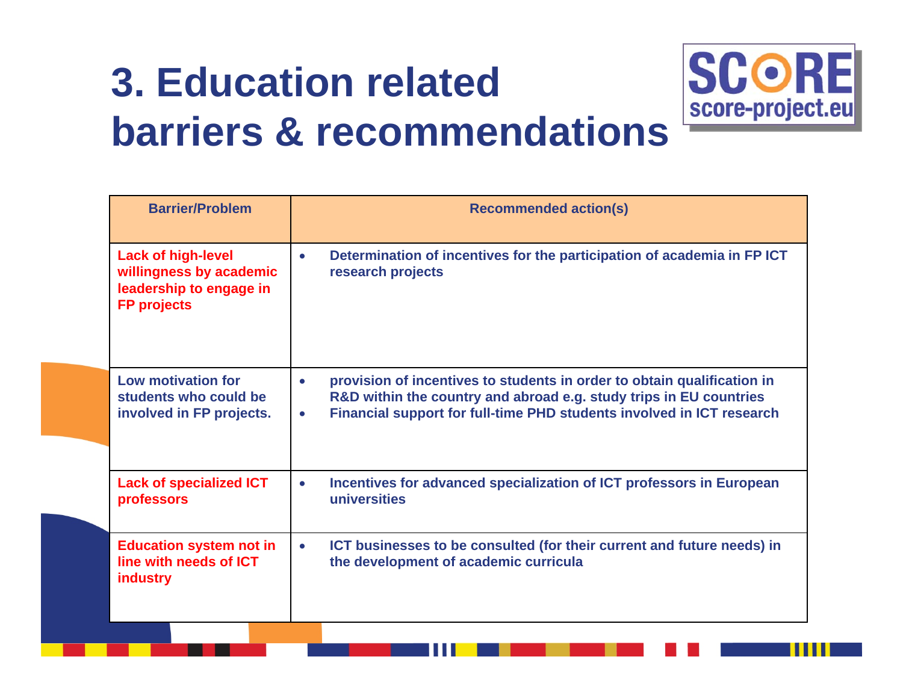# 3. Education related barriers & recommendations

| Barrier/Problem | Recommended action(s) |
|---|---|
| Lack of high-level willingness by academic leadership to engage in FP projects | • Determination of incentives for the participation of academia in FP ICT research projects |
| Low motivation for students who could be involved in FP projects. | • provision of incentives to students in order to obtain qualification in R&D within the country and abroad e.g. study trips in EU countries<br>• Financial support for full-time PHD students involved in ICT research |
| Lack of specialized ICT professors | • Incentives for advanced specialization of ICT professors in European universities |
| Education system not in line with needs of ICT industry | • ICT businesses to be consulted (for their current and future needs) in the development of academic curricula |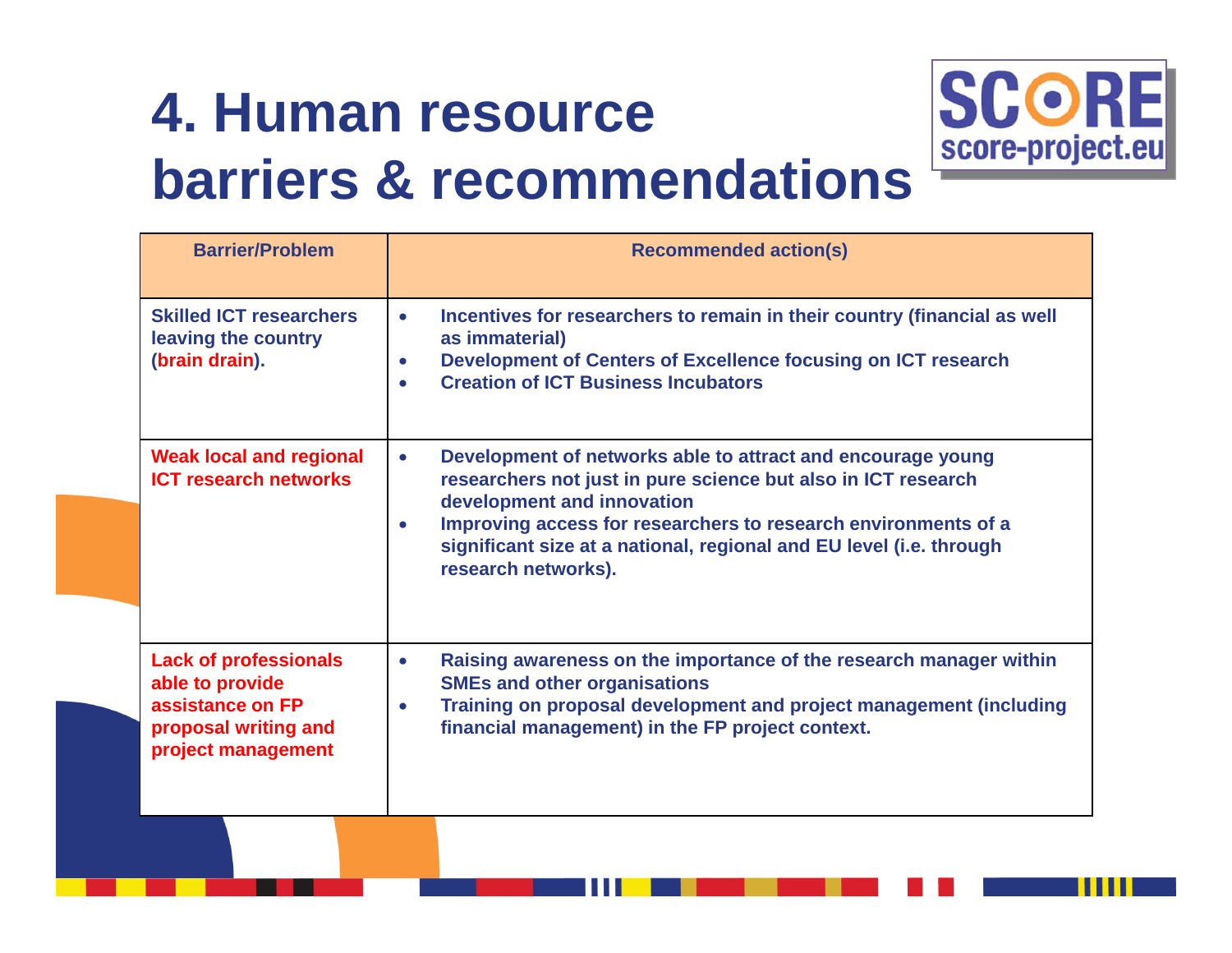# 4. Human resource barriers & recommendations

| Barrier/Problem | Recommended action(s) |
| --- | --- |
| Skilled ICT researchers leaving the country (brain drain). | • Incentives for researchers to remain in their country (financial as well as immaterial)<br>• Development of Centers of Excellence focusing on ICT research<br>• Creation of ICT Business Incubators |
| Weak local and regional ICT research networks | • Development of networks able to attract and encourage young researchers not just in pure science but also in ICT research development and innovation<br>• Improving access for researchers to research environments of a significant size at a national, regional and EU level (i.e. through research networks). |
| Lack of professionals able to provide assistance on FP proposal writing and project management | • Raising awareness on the importance of the research manager within SMEs and other organisations<br>• Training on proposal development and project management (including financial management) in the FP project context. |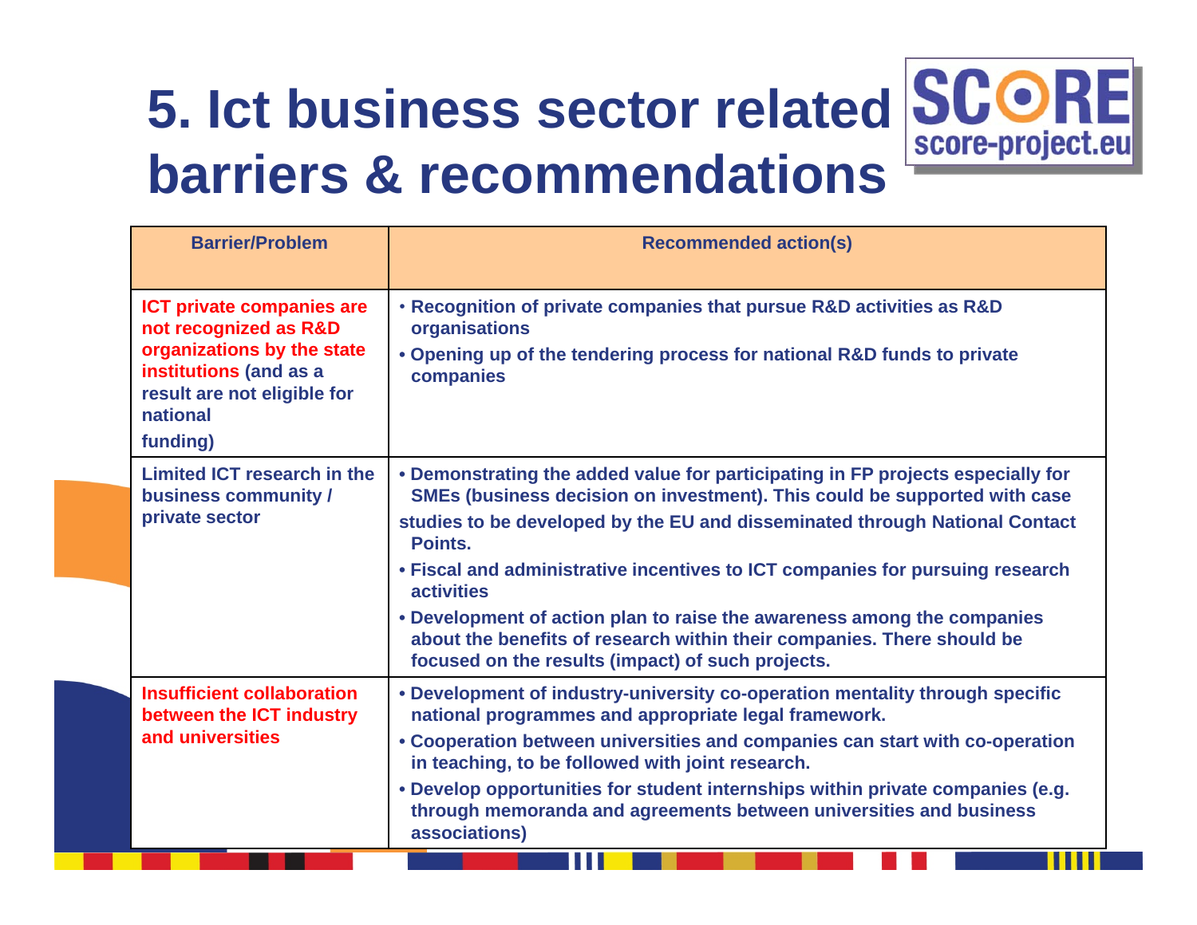# 5. Ict business sector related barriers & recommendations

| Barrier/Problem | Recommended action(s) |
| --- | --- |
| ICT private companies are not recognized as R&D organizations by the state institutions (and as a result are not eligible for national funding) | • Recognition of private companies that pursue R&D activities as R&D organisations<br>• Opening up of the tendering process for national R&D funds to private companies |
| Limited ICT research in the business community / private sector | • Demonstrating the added value for participating in FP projects especially for SMEs (business decision on investment). This could be supported with case studies to be developed by the EU and disseminated through National Contact Points.<br>• Fiscal and administrative incentives to ICT companies for pursuing research activities<br>• Development of action plan to raise the awareness among the companies about the benefits of research within their companies. There should be focused on the results (impact) of such projects. |
| Insufficient collaboration between the ICT industry and universities | • Development of industry-university co-operation mentality through specific national programmes and appropriate legal framework.<br>• Cooperation between universities and companies can start with co-operation in teaching, to be followed with joint research.<br>• Develop opportunities for student internships within private companies (e.g. through memoranda and agreements between universities and business associations) |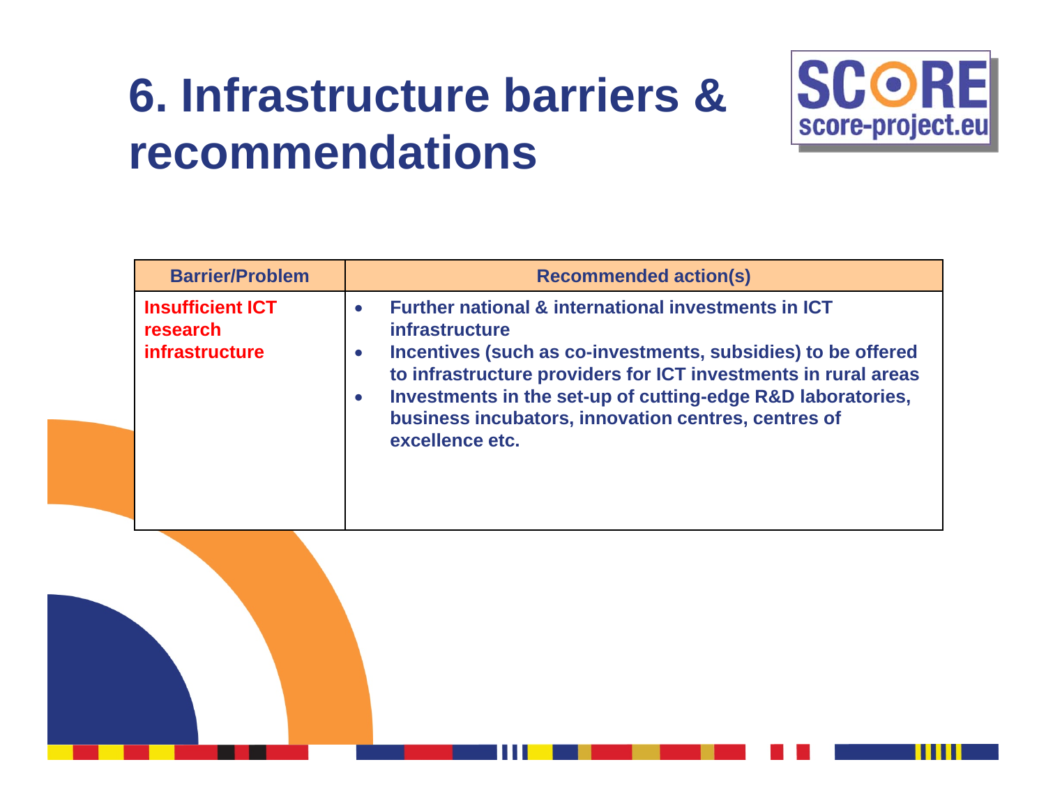# 6. Infrastructure barriers & recommendations

| Barrier/Problem | Recommended action(s) |
| --- | --- |
| Insufficient ICT research infrastructure | • Further national & international investments in ICT infrastructure<br>• Incentives (such as co-investments, subsidies) to be offered to infrastructure providers for ICT investments in rural areas<br>• Investments in the set-up of cutting-edge R&D laboratories, business incubators, innovation centres, centres of excellence etc. |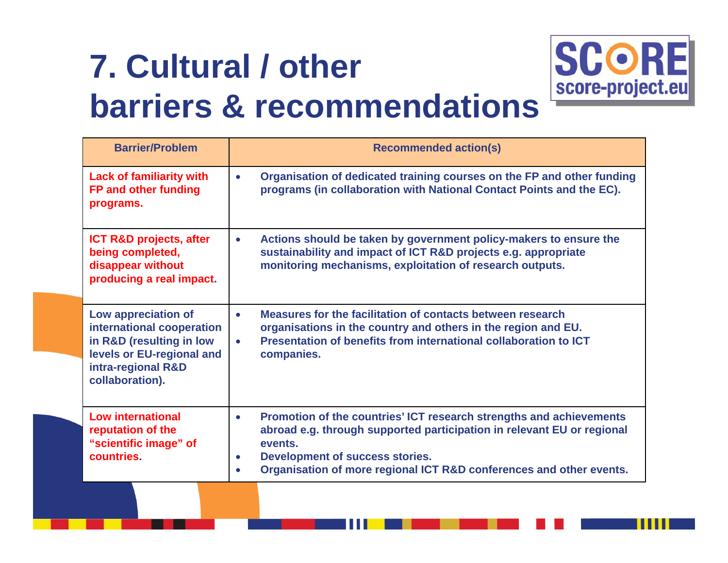# 7. Cultural / other barriers & recommendations

SCORE score-project.eu

| Barrier/Problem | Recommended action(s) |
|---|---|
| Lack of familiarity with FP and other funding programs. | • Organisation of dedicated training courses on the FP and other funding programs (in collaboration with National Contact Points and the EC). |
| ICT R&D projects, after being completed, disappear without producing a real impact. | • Actions should be taken by government policy-makers to ensure the sustainability and impact of ICT R&D projects e.g. appropriate monitoring mechanisms, exploitation of research outputs. |
| Low appreciation of international cooperation in R&D (resulting in low levels or EU-regional and intra-regional R&D collaboration). | • Measures for the facilitation of contacts between research organisations in the country and others in the region and EU.<br>• Presentation of benefits from international collaboration to ICT companies. |
| Low international reputation of the "scientific image" of countries. | • Promotion of the countries' ICT research strengths and achievements abroad e.g. through supported participation in relevant EU or regional events.<br>• Development of success stories.<br>• Organisation of more regional ICT R&D conferences and other events. |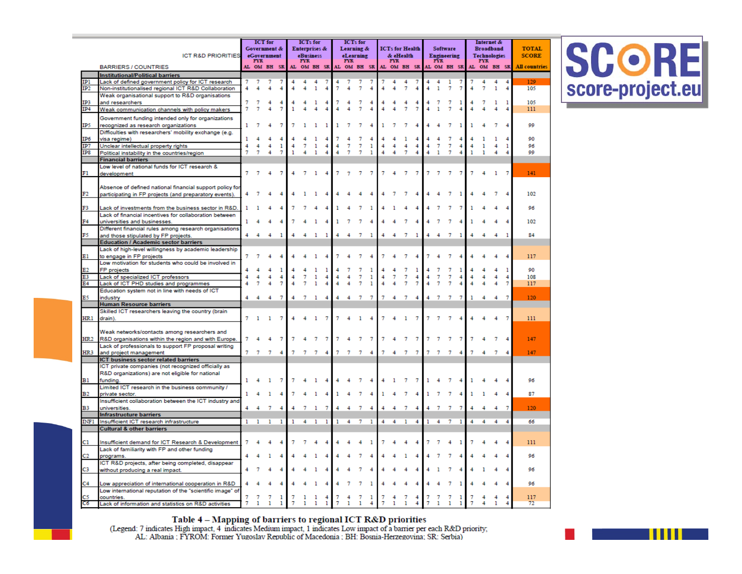| | BARRIERS / COUNTRIES | ICT for Government & eGovernment | | | | ICTs for Enterprises & eBusiness | | | | ICTs for Learning & eLearning | | | | ICTs for Health & eHealth | | | | Software Engineering | | | | Internet & Broadband Technologies | | | | TOTAL SCORE |
|---|---|---|---|---|---|---|---|---|---|---|---|---|---|---|---|---|---|---|---|---|---|---|---|---|---|---|
| | | AL | FYR OM | BH | SR | AL | FYR OM | BH | SR | AL | FYR OM | BH | SR | AL | FYR OM | BH | SR | AL | FYR OM | BH | SR | AL | FYR OM | BH | SR | All countries |
| | **Institutional/Political barriers** | | | | | | | | | | | | | | | | | | | | | | | | | |
| IP1 | Lack of defined government policy for ICT research | 7 | 7 | 7 | 7 | 4 | 4 | 4 | 7 | 4 | 7 | 7 | 7 | 7 | 4 | 4 | 7 | 4 | 4 | 1 | 7 | 7 | 4 | 4 | 4 | 129 |
| IP2 | Non-institutionalised regional ICT R&D Collaboration | 4 | 4 | 4 | 4 | 4 | 4 | 1 | 4 | 7 | 4 | 7 | 4 | 4 | 4 | 7 | 4 | 4 | 1 | 7 | 7 | 4 | 7 | 1 | 4 | 105 |
| IP3 | Weak organisational support to R&D organisations and researchers | 7 | 7 | 4 | 4 | 4 | 4 | 1 | 4 | 7 | 4 | 7 | 4 | 4 | 4 | 4 | 4 | 4 | 7 | 7 | 1 | 4 | 7 | 1 | 1 | 105 |
| IP4 | Weak communication channels with policy makers | 7 | 7 | 4 | 7 | 1 | 4 | 4 | 4 | 4 | 4 | 7 | 4 | 4 | 4 | 7 | 7 | 4 | 1 | 7 | 4 | 4 | 4 | 4 | 4 | 111 |
| IP5 | Government funding intended only for organizations recognized as research organizations | 1 | 7 | 4 | 7 | 7 | 1 | 1 | 1 | 1 | 7 | 7 | 4 | 1 | 7 | 7 | 4 | 4 | 4 | 7 | 1 | 1 | 4 | 7 | 4 | 99 |
| IP6 | Difficulties with researchers' mobility exchange (e.g. visa regime) | 1 | 4 | 4 | 4 | 4 | 4 | 1 | 4 | 7 | 4 | 7 | 4 | 4 | 4 | 1 | 4 | 4 | 4 | 7 | 4 | 4 | 1 | 1 | 4 | 90 |
| IP7 | Unclear intellectual property rights | 4 | 4 | 4 | 1 | 4 | 7 | 1 | 4 | 4 | 7 | 7 | 1 | 4 | 4 | 4 | 4 | 4 | 7 | 7 | 4 | 4 | 1 | 4 | 1 | 96 |
| IP8 | Political instability in the countries/region | 7 | 7 | 4 | 7 | 1 | 4 | 1 | 4 | 4 | 7 | 7 | 1 | 4 | 4 | 7 | 4 | 4 | 1 | 7 | 4 | 1 | 1 | 4 | 4 | 99 |
| | **Financial barriers** | | | | | | | | | | | | | | | | | | | | | | | | | |
| F1 | Low level of national funds for ICT research & development | 7 | 7 | 4 | 7 | 4 | 7 | 1 | 4 | 7 | 7 | 7 | 7 | 7 | 4 | 7 | 7 | 7 | 7 | 7 | 7 | 7 | 4 | 1 | 7 | 141 |
| F2 | Absence of defined national financial support policy for participating in FP projects (and preparatory events). | 4 | 7 | 4 | 4 | 4 | 1 | 1 | 4 | 4 | 4 | 4 | 4 | 4 | 7 | 7 | 4 | 4 | 4 | 7 | 1 | 4 | 4 | 7 | 4 | 102 |
| F3 | Lack of investments from the business sector in R&D. | 1 | 1 | 4 | 4 | 7 | 7 | 4 | 4 | 1 | 4 | 7 | 1 | 4 | 1 | 4 | 4 | 4 | 7 | 7 | 7 | 1 | 4 | 4 | 4 | 96 |
| F4 | Lack of financial incentives for collaboration between universities and businesses. | 1 | 4 | 4 | 4 | 7 | 4 | 1 | 4 | 1 | 7 | 7 | 4 | 4 | 4 | 7 | 4 | 4 | 7 | 7 | 4 | 1 | 4 | 4 | 4 | 102 |
| F5 | Different financial rules among research organisations and those stipulated by FP projects. | 4 | 4 | 4 | 1 | 4 | 4 | 1 | 1 | 4 | 4 | 7 | 1 | 4 | 4 | 7 | 1 | 4 | 4 | 7 | 1 | 4 | 4 | 4 | 1 | 84 |
| | **Education / Academic sector barriers** | | | | | | | | | | | | | | | | | | | | | | | | | |
| E1 | Lack of high-level willingness by academic leadership to engage in FP projects | 7 | 7 | 4 | 4 | 4 | 4 | 1 | 4 | 7 | 4 | 7 | 4 | 7 | 4 | 7 | 4 | 7 | 4 | 7 | 4 | 4 | 4 | 4 | 4 | 117 |
| E2 | Low motivation for students who could be involved in FP projects | 4 | 4 | 4 | 1 | 4 | 4 | 1 | 1 | 4 | 7 | 7 | 1 | 4 | 4 | 7 | 1 | 4 | 7 | 7 | 1 | 4 | 4 | 4 | 1 | 90 |
| E3 | Lack of specialized ICT professors | 4 | 4 | 4 | 4 | 4 | 7 | 1 | 4 | 4 | 4 | 7 | 1 | 4 | 7 | 7 | 4 | 4 | 7 | 7 | 4 | 4 | 4 | 4 | 4 | 108 |
| E4 | Lack of ICT PHD studies and programmes | 4 | 7 | 4 | 7 | 4 | 7 | 1 | 4 | 4 | 4 | 7 | 1 | 4 | 4 | 7 | 7 | 4 | 7 | 7 | 4 | 4 | 4 | 4 | 7 | 117 |
| E5 | Education system not in line with needs of ICT industry | 4 | 4 | 4 | 7 | 4 | 7 | 1 | 4 | 4 | 4 | 7 | 7 | 7 | 4 | 7 | 4 | 4 | 7 | 7 | 7 | 1 | 4 | 4 | 7 | 120 |
| | **Human Resource barriers** | | | | | | | | | | | | | | | | | | | | | | | | | |
| HR1 | Skilled ICT researchers leaving the country (brain drain). | 7 | 1 | 1 | 7 | 4 | 4 | 1 | 7 | 7 | 4 | 1 | 4 | 7 | 4 | 1 | 7 | 7 | 7 | 7 | 4 | 4 | 4 | 4 | 7 | 111 |
| HR2 | Weak networks/contacts among researchers and R&D organisations within the region and with Europe. | 7 | 4 | 4 | 7 | 7 | 4 | 7 | 7 | 7 | 4 | 7 | 7 | 7 | 4 | 7 | 7 | 7 | 7 | 7 | 7 | 7 | 4 | 7 | 4 | 147 |
| HR3 | Lack of professionals to support FP proposal writing and project management | 7 | 7 | 7 | 4 | 7 | 7 | 7 | 4 | 7 | 7 | 7 | 4 | 7 | 4 | 7 | 7 | 7 | 7 | 7 | 4 | 7 | 4 | 7 | 4 | 147 |
| | **ICT business sector related barriers** | | | | | | | | | | | | | | | | | | | | | | | | | |
| B1 | ICT private companies (not recognized officially as R&D organizations) are not eligible for national funding. | 1 | 4 | 1 | 7 | 7 | 4 | 1 | 4 | 4 | 4 | 7 | 4 | 4 | 1 | 7 | 7 | 1 | 4 | 7 | 4 | 1 | 4 | 4 | 4 | 96 |
| B2 | Limited ICT research in the business community / private sector. | 1 | 4 | 1 | 4 | 7 | 4 | 1 | 4 | 1 | 4 | 7 | 4 | 1 | 4 | 7 | 4 | 1 | 7 | 7 | 4 | 1 | 1 | 4 | 4 | 87 |
| B3 | Insufficient collaboration between the ICT industry and universities. | 4 | 4 | 7 | 4 | 4 | 7 | 1 | 7 | 4 | 4 | 7 | 4 | 4 | 4 | 7 | 4 | 4 | 7 | 7 | 7 | 4 | 4 | 4 | 7 | 120 |
| | **Infrastructure barriers** | | | | | | | | | | | | | | | | | | | | | | | | | |
| INF1 | Insufficient ICT research infrastructure | 1 | 1 | 1 | 1 | 1 | 4 | 1 | 1 | 1 | 4 | 7 | 1 | 4 | 4 | 1 | 4 | 1 | 4 | 7 | 1 | 4 | 4 | 4 | 4 | 66 |
| | **Cultural & other barriers** | | | | | | | | | | | | | | | | | | | | | | | | | |
| C1 | Insufficient demand for ICT Research & Development | 7 | 4 | 4 | 4 | 7 | 7 | 4 | 4 | 4 | 4 | 4 | 1 | 7 | 4 | 4 | 4 | 7 | 7 | 4 | 1 | 7 | 4 | 4 | 4 | 111 |
| C2 | Lack of familiarity with FP and other funding programs. | 4 | 4 | 1 | 4 | 4 | 4 | 1 | 4 | 4 | 4 | 7 | 4 | 4 | 4 | 1 | 4 | 4 | 7 | 7 | 4 | 4 | 4 | 4 | 4 | 96 |
| C3 | ICT R&D projects, after being completed, disappear without producing a real impact. | 4 | 7 | 4 | 4 | 4 | 4 | 1 | 4 | 4 | 4 | 7 | 4 | 4 | 4 | 4 | 4 | 4 | 1 | 7 | 4 | 4 | 1 | 4 | 4 | 96 |
| C4 | Low appreciation of international cooperation in R&D | 4 | 4 | 4 | 4 | 4 | 4 | 1 | 4 | 4 | 7 | 7 | 1 | 4 | 4 | 4 | 4 | 4 | 4 | 7 | 1 | 4 | 4 | 4 | 4 | 96 |
| C5 | Low international reputation of the "scientific image" of countries. | 7 | 7 | 7 | 1 | 7 | 1 | 1 | 4 | 7 | 4 | 7 | 1 | 7 | 4 | 7 | 4 | 7 | 7 | 7 | 1 | 7 | 4 | 4 | 4 | 117 |
| C6 | Lack of information and statistics on R&D activities | 7 | 1 | 1 | 1 | 7 | 1 | 1 | 1 | 7 | 1 | 1 | 4 | 7 | 1 | 1 | 4 | 7 | 1 | 1 | 1 | 7 | 4 | 1 | 4 | 72 |

**Table 4 – Mapping of barriers to regional ICT R&D priorities**

(Legend: 7 indicates High impact, 4 indicates Medium impact, 1 indicates Low impact of a barrier per each R&D priority;
AL: Albania ; FYROM: Former Yugoslav Republic of Macedonia ; BH: Bosnia-Herzegovina; SR: Serbia)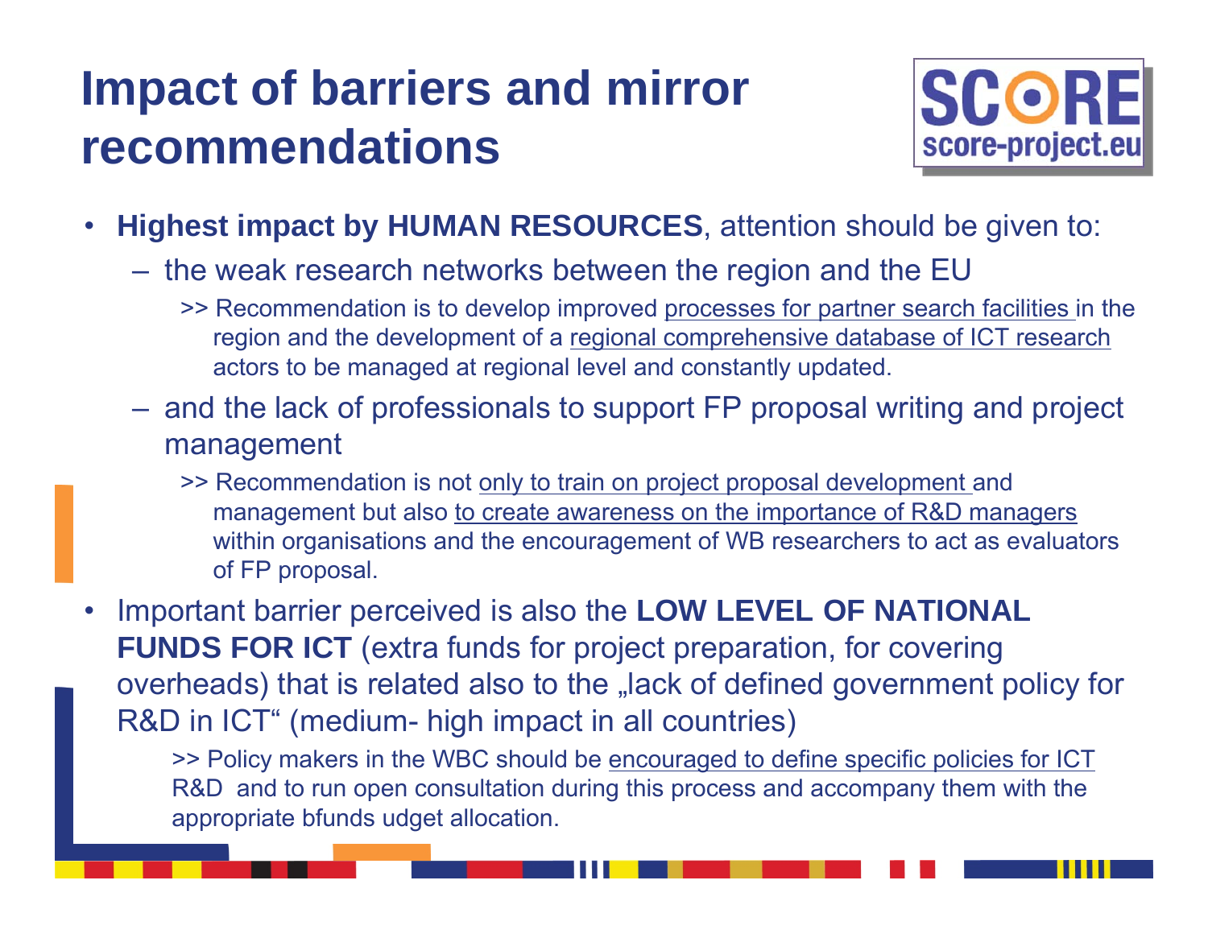# Impact of barriers and mirror recommendations

SCORE score-project.eu

- **Highest impact by HUMAN RESOURCES**, attention should be given to:
  - the weak research networks between the region and the EU
    - >> Recommendation is to develop improved processes for partner search facilities in the region and the development of a regional comprehensive database of ICT research actors to be managed at regional level and constantly updated.
  - and the lack of professionals to support FP proposal writing and project management
    - >> Recommendation is not only to train on project proposal development and management but also to create awareness on the importance of R&D managers within organisations and the encouragement of WB researchers to act as evaluators of FP proposal.
- Important barrier perceived is also the **LOW LEVEL OF NATIONAL FUNDS FOR ICT** (extra funds for project preparation, for covering overheads) that is related also to the „lack of defined government policy for R&D in ICT" (medium- high impact in all countries)
  - >> Policy makers in the WBC should be encouraged to define specific policies for ICT R&D and to run open consultation during this process and accompany them with the appropriate bfunds udget allocation.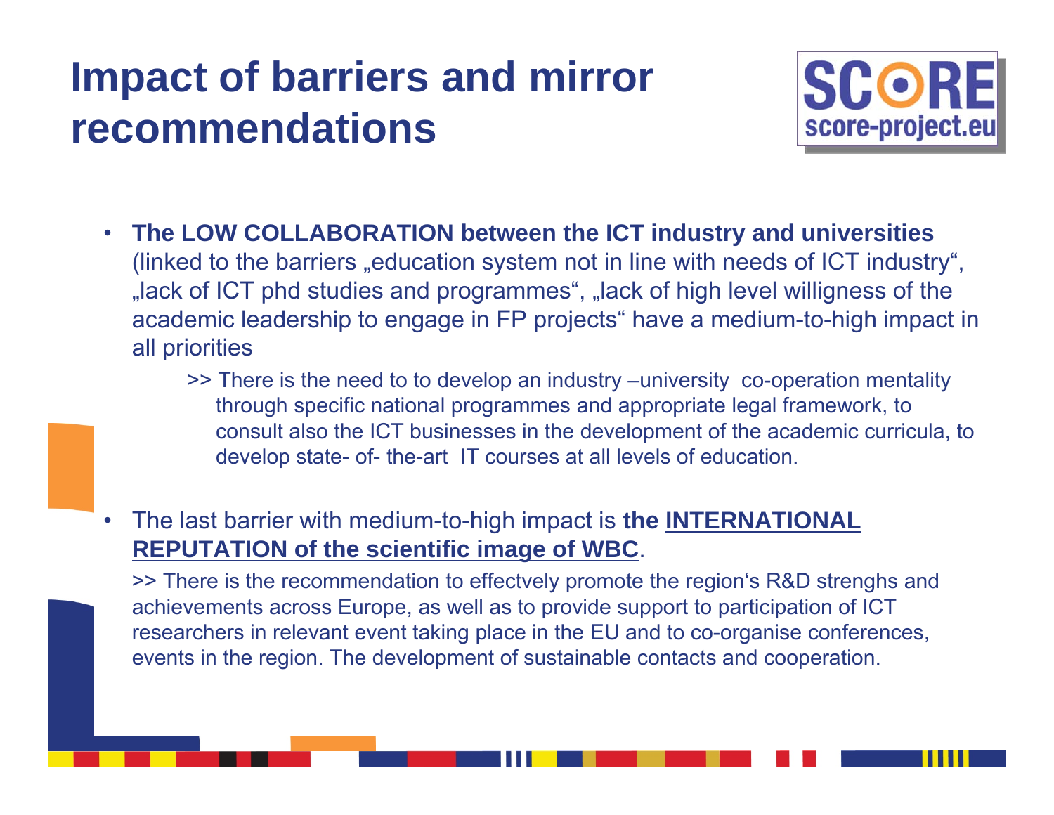# Impact of barriers and mirror recommendations

- **The <u>LOW COLLABORATION between the ICT industry and universities</u>** (linked to the barriers „education system not in line with needs of ICT industry", „lack of ICT phd studies and programmes", „lack of high level willigness of the academic leadership to engage in FP projects" have a medium-to-high impact in all priorities

  >> There is the need to to develop an industry –university co-operation mentality through specific national programmes and appropriate legal framework, to consult also the ICT businesses in the development of the academic curricula, to develop state- of- the-art IT courses at all levels of education.

- The last barrier with medium-to-high impact is **the <u>INTERNATIONAL REPUTATION of the scientific image of WBC</u>**.

  >> There is the recommendation to effectvely promote the region's R&D strenghs and achievements across Europe, as well as to provide support to participation of ICT researchers in relevant event taking place in the EU and to co-organise conferences, events in the region. The development of sustainable contacts and cooperation.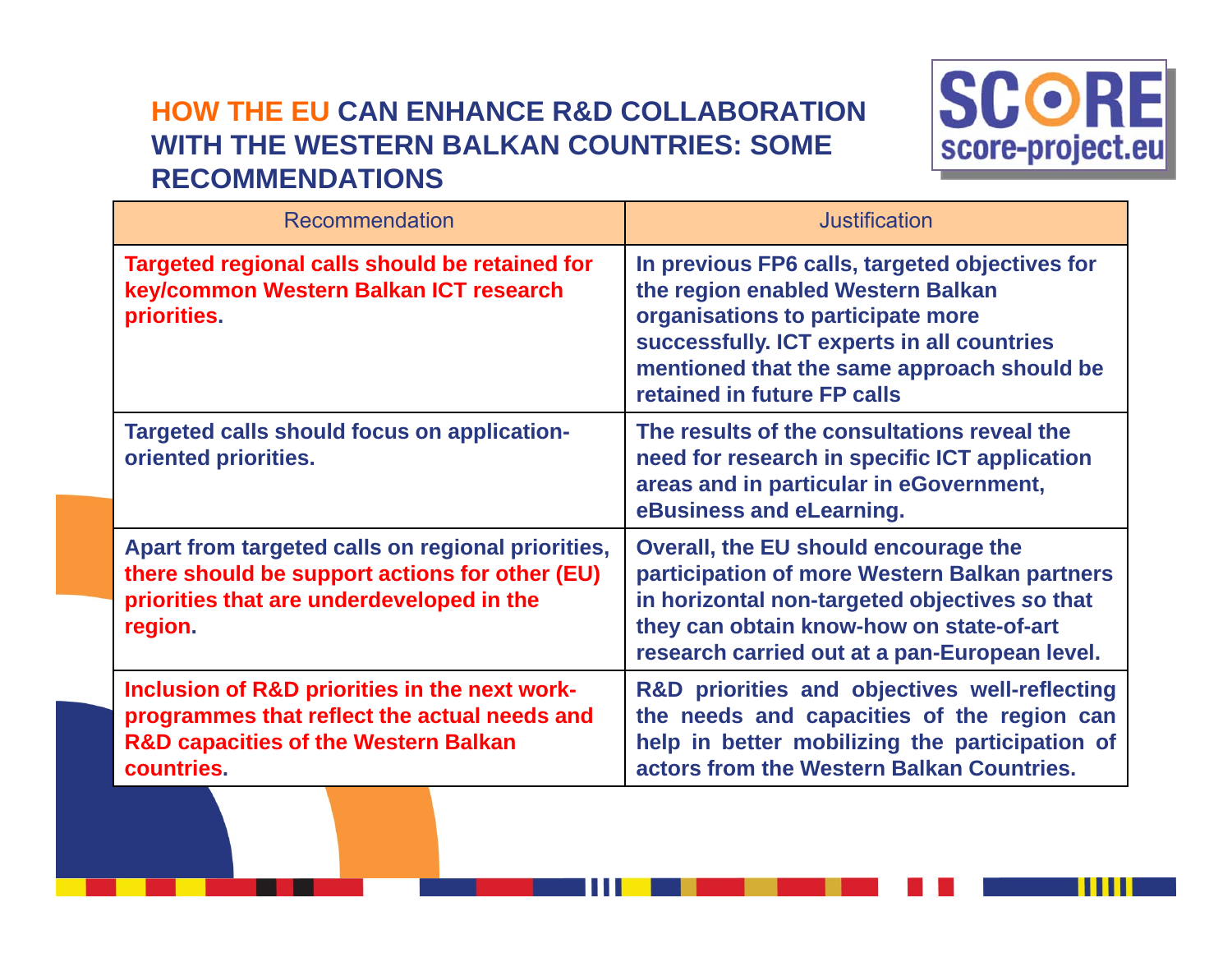## HOW THE EU CAN ENHANCE R&D COLLABORATION WITH THE WESTERN BALKAN COUNTRIES: SOME RECOMMENDATIONS

| Recommendation | Justification |
| --- | --- |
| **Targeted regional calls should be retained for key/common Western Balkan ICT research priorities.** | **In previous FP6 calls, targeted objectives for the region enabled Western Balkan organisations to participate more successfully. ICT experts in all countries mentioned that the same approach should be retained in future FP calls** |
| **Targeted calls should focus on application-oriented priorities.** | **The results of the consultations reveal the need for research in specific ICT application areas and in particular in eGovernment, eBusiness and eLearning.** |
| **Apart from targeted calls on regional priorities, there should be support actions for other (EU) priorities that are underdeveloped in the region.** | **Overall, the EU should encourage the participation of more Western Balkan partners in horizontal non-targeted objectives so that they can obtain know-how on state-of-art research carried out at a pan-European level.** |
| **Inclusion of R&D priorities in the next work-programmes that reflect the actual needs and R&D capacities of the Western Balkan countries.** | **R&D priorities and objectives well-reflecting the needs and capacities of the region can help in better mobilizing the participation of actors from the Western Balkan Countries.** |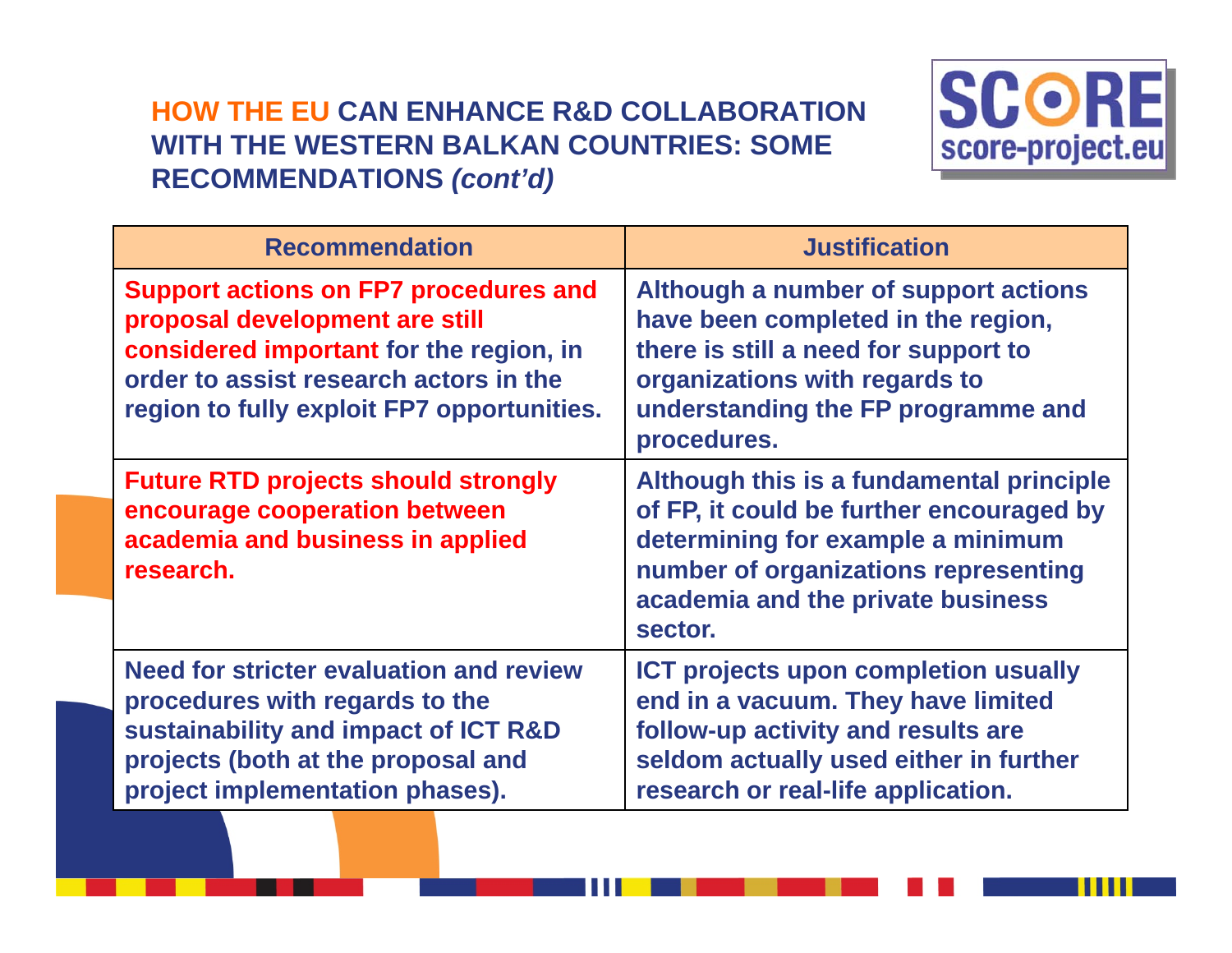## HOW THE EU CAN ENHANCE R&D COLLABORATION WITH THE WESTERN BALKAN COUNTRIES: SOME RECOMMENDATIONS *(cont'd)*

SCORE score-project.eu

| Recommendation | Justification |
|---|---|
| **Support actions on FP7 procedures and proposal development are still considered important** for the region, in order to assist research actors in the region to fully exploit FP7 opportunities. | Although a number of support actions have been completed in the region, there is still a need for support to organizations with regards to understanding the FP programme and procedures. |
| **Future RTD projects should strongly encourage cooperation between academia and business in applied research.** | Although this is a fundamental principle of FP, it could be further encouraged by determining for example a minimum number of organizations representing academia and the private business sector. |
| Need for stricter evaluation and review procedures with regards to the sustainability and impact of ICT R&D projects (both at the proposal and project implementation phases). | ICT projects upon completion usually end in a vacuum. They have limited follow-up activity and results are seldom actually used either in further research or real-life application. |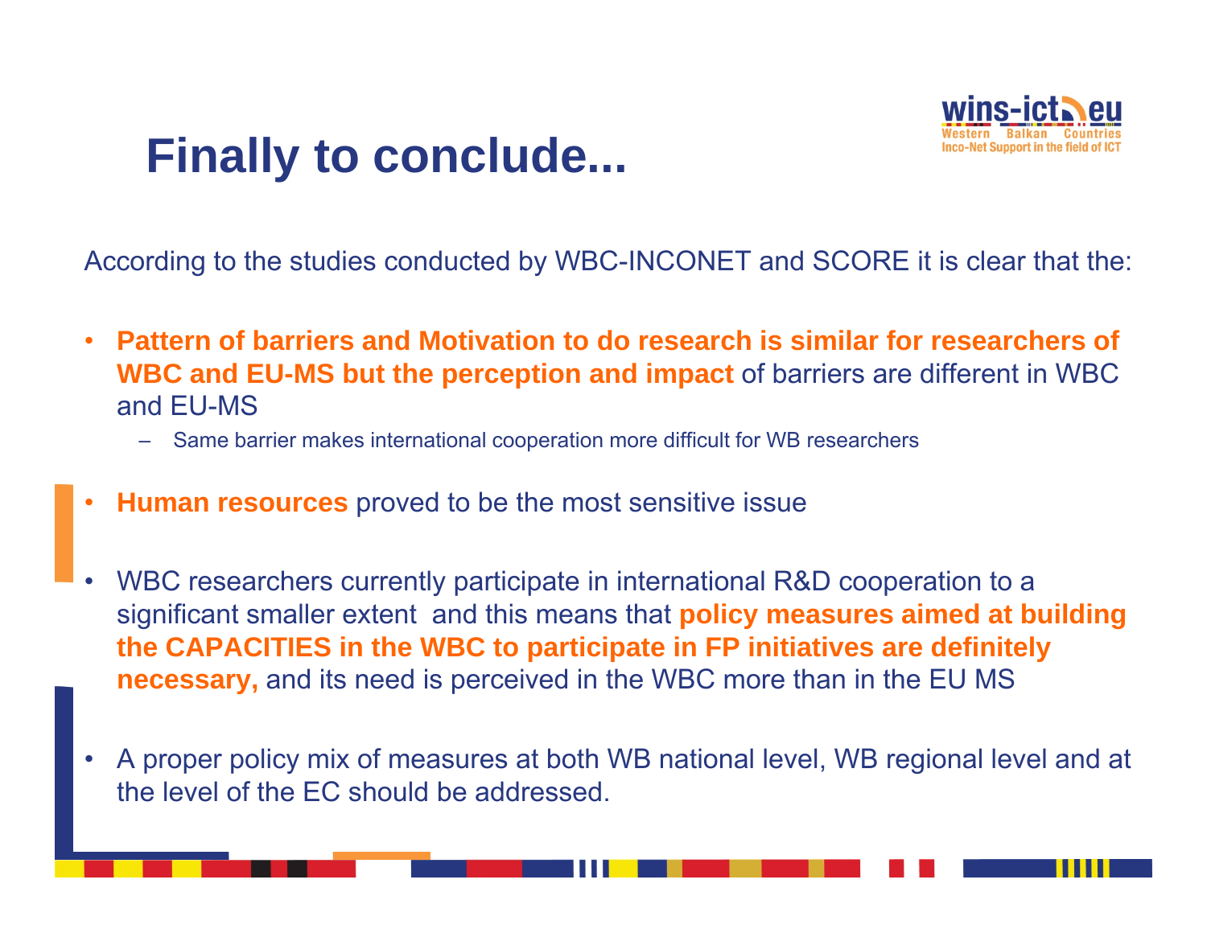# Finally to conclude...

According to the studies conducted by WBC-INCONET and SCORE it is clear that the:

- **Pattern of barriers and Motivation to do research is similar for researchers of WBC and EU-MS but the perception and impact** of barriers are different in WBC and EU-MS
  - Same barrier makes international cooperation more difficult for WB researchers
- **Human resources** proved to be the most sensitive issue
- WBC researchers currently participate in international R&D cooperation to a significant smaller extent and this means that **policy measures aimed at building the CAPACITIES in the WBC to participate in FP initiatives are definitely necessary,** and its need is perceived in the WBC more than in the EU MS
- A proper policy mix of measures at both WB national level, WB regional level and at the level of the EC should be addressed.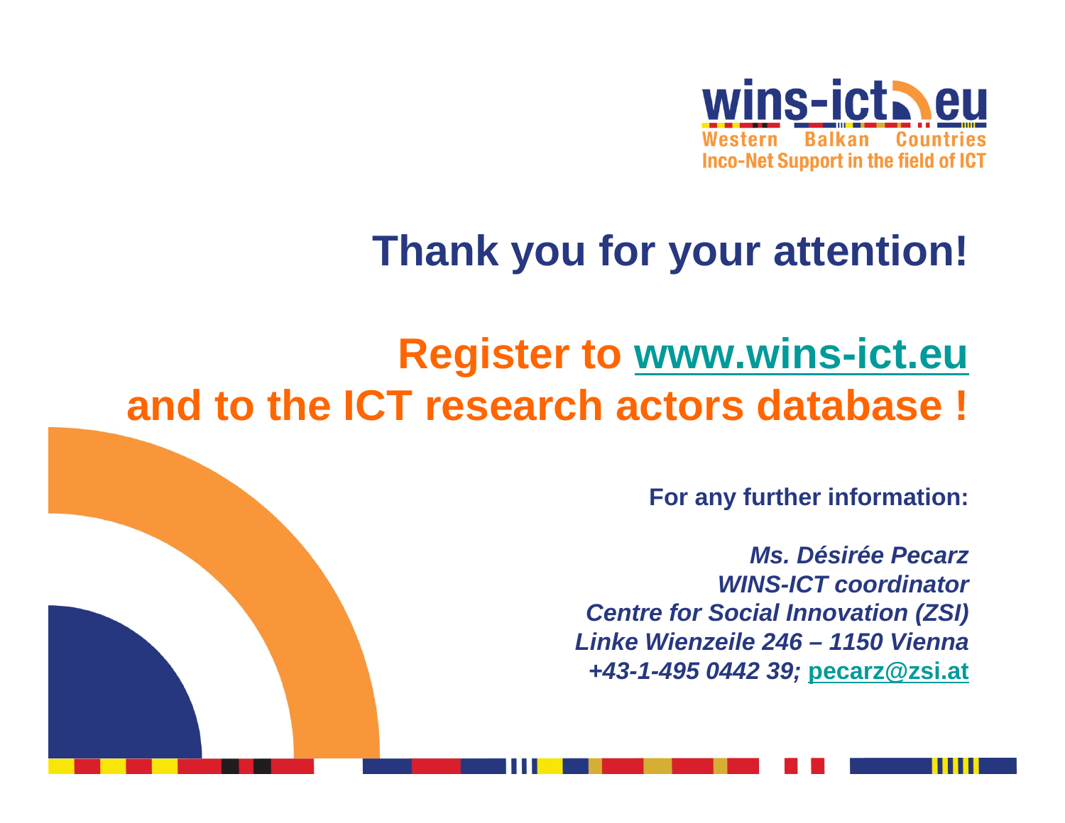wins-ict.eu

Western Balkan Countries
Inco-Net Support in the field of ICT

# Thank you for your attention!

## Register to www.wins-ict.eu and to the ICT research actors database !

**For any further information:**

***Ms. Désirée Pecarz***
***WINS-ICT coordinator***
***Centre for Social Innovation (ZSI)***
***Linke Wienzeile 246 – 1150 Vienna***
***+43-1-495 0442 39;*** **pecarz@zsi.at**